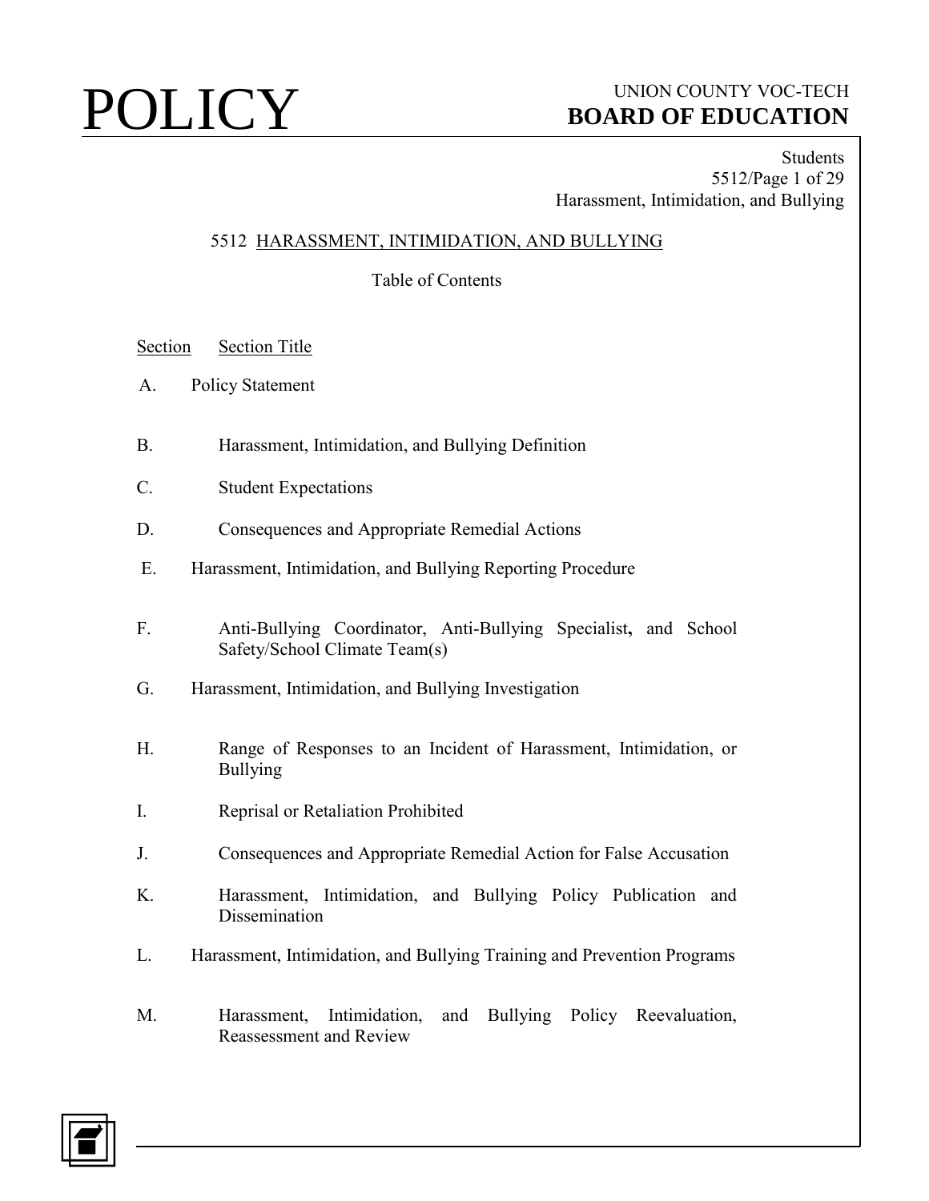# POLICY

UNION COUNTY VOC-TECH
**BOARD OF EDUCATION**

Students
5512
Harassment, Intimidation, and Bullying

## 5512 HARASSMENT, INTIMIDATION, AND BULLYING

Table of Contents

| Section | Section Title |
| --- | --- |
| A. | Policy Statement |
| B. | Harassment, Intimidation, and Bullying Definition |
| C. | Student Expectations |
| D. | Consequences and Appropriate Remedial Actions |
| E. | Harassment, Intimidation, and Bullying Reporting Procedure |
| F. | Anti-Bullying Coordinator, Anti-Bullying Specialist, and School Safety/School Climate Team(s) |
| G. | Harassment, Intimidation, and Bullying Investigation |
| H. | Range of Responses to an Incident of Harassment, Intimidation, or Bullying |
| I. | Reprisal or Retaliation Prohibited |
| J. | Consequences and Appropriate Remedial Action for False Accusation |
| K. | Harassment, Intimidation, and Bullying Policy Publication and Dissemination |
| L. | Harassment, Intimidation, and Bullying Training and Prevention Programs |
| M. | Harassment, Intimidation, and Bullying Policy Reevaluation, Reassessment and Review |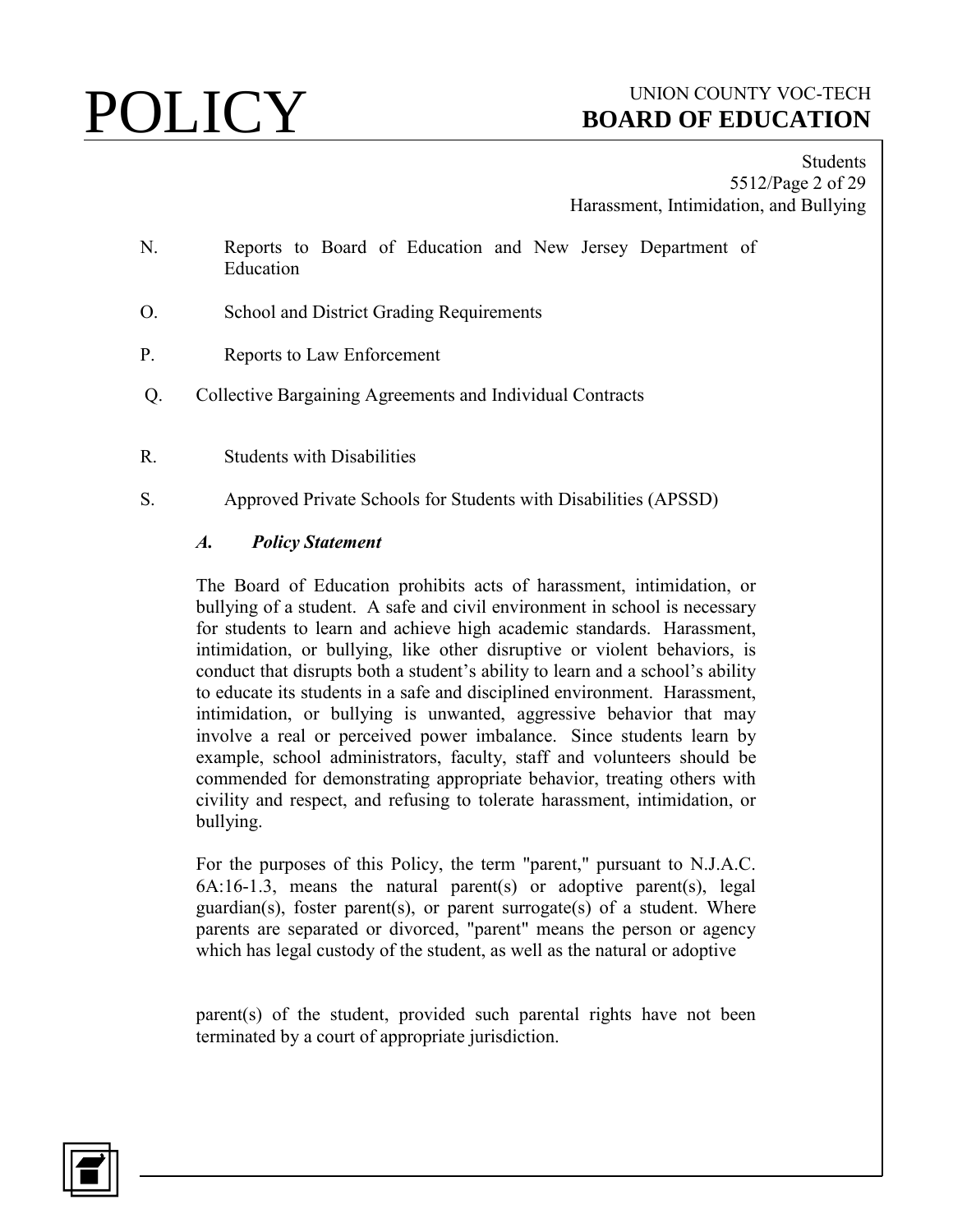N. Reports to Board of Education and New Jersey Department of Education

O. School and District Grading Requirements

P. Reports to Law Enforcement

Q. Collective Bargaining Agreements and Individual Contracts

R. Students with Disabilities

S. Approved Private Schools for Students with Disabilities (APSSD)

### *A. Policy Statement*

The Board of Education prohibits acts of harassment, intimidation, or bullying of a student. A safe and civil environment in school is necessary for students to learn and achieve high academic standards. Harassment, intimidation, or bullying, like other disruptive or violent behaviors, is conduct that disrupts both a student's ability to learn and a school's ability to educate its students in a safe and disciplined environment. Harassment, intimidation, or bullying is unwanted, aggressive behavior that may involve a real or perceived power imbalance. Since students learn by example, school administrators, faculty, staff and volunteers should be commended for demonstrating appropriate behavior, treating others with civility and respect, and refusing to tolerate harassment, intimidation, or bullying.

For the purposes of this Policy, the term "parent," pursuant to N.J.A.C. 6A:16-1.3, means the natural parent(s) or adoptive parent(s), legal guardian(s), foster parent(s), or parent surrogate(s) of a student. Where parents are separated or divorced, "parent" means the person or agency which has legal custody of the student, as well as the natural or adoptive parent(s) of the student, provided such parental rights have not been terminated by a court of appropriate jurisdiction.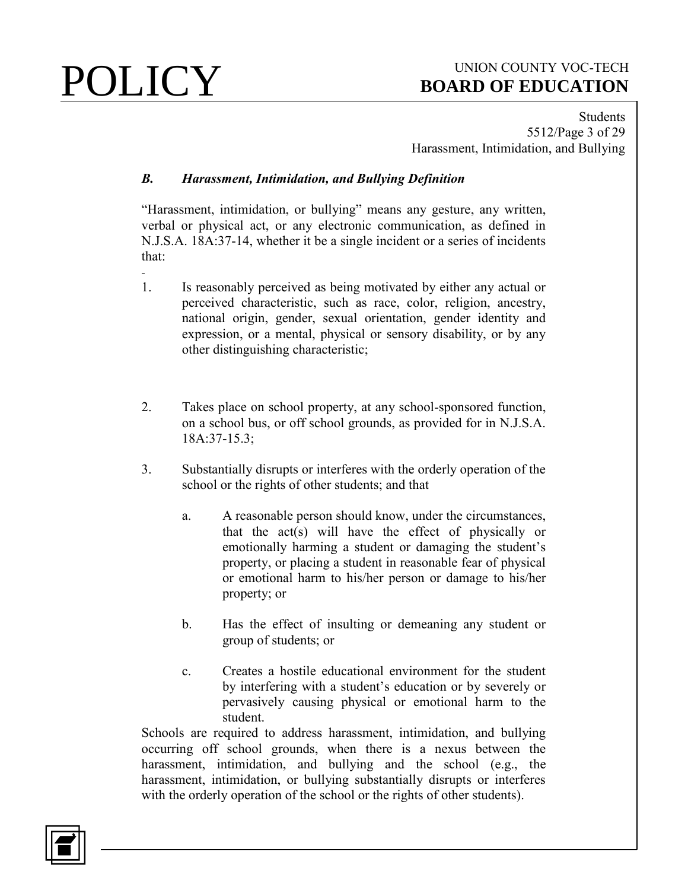### *B. Harassment, Intimidation, and Bullying Definition*

"Harassment, intimidation, or bullying" means any gesture, any written, verbal or physical act, or any electronic communication, as defined in N.J.S.A. 18A:37-14, whether it be a single incident or a series of incidents that:

1. Is reasonably perceived as being motivated by either any actual or perceived characteristic, such as race, color, religion, ancestry, national origin, gender, sexual orientation, gender identity and expression, or a mental, physical or sensory disability, or by any other distinguishing characteristic;

2. Takes place on school property, at any school-sponsored function, on a school bus, or off school grounds, as provided for in N.J.S.A. 18A:37-15.3;

3. Substantially disrupts or interferes with the orderly operation of the school or the rights of other students; and that

   a. A reasonable person should know, under the circumstances, that the act(s) will have the effect of physically or emotionally harming a student or damaging the student's property, or placing a student in reasonable fear of physical or emotional harm to his/her person or damage to his/her property; or

   b. Has the effect of insulting or demeaning any student or group of students; or

   c. Creates a hostile educational environment for the student by interfering with a student's education or by severely or pervasively causing physical or emotional harm to the student.

Schools are required to address harassment, intimidation, and bullying occurring off school grounds, when there is a nexus between the harassment, intimidation, and bullying and the school (e.g., the harassment, intimidation, or bullying substantially disrupts or interferes with the orderly operation of the school or the rights of other students).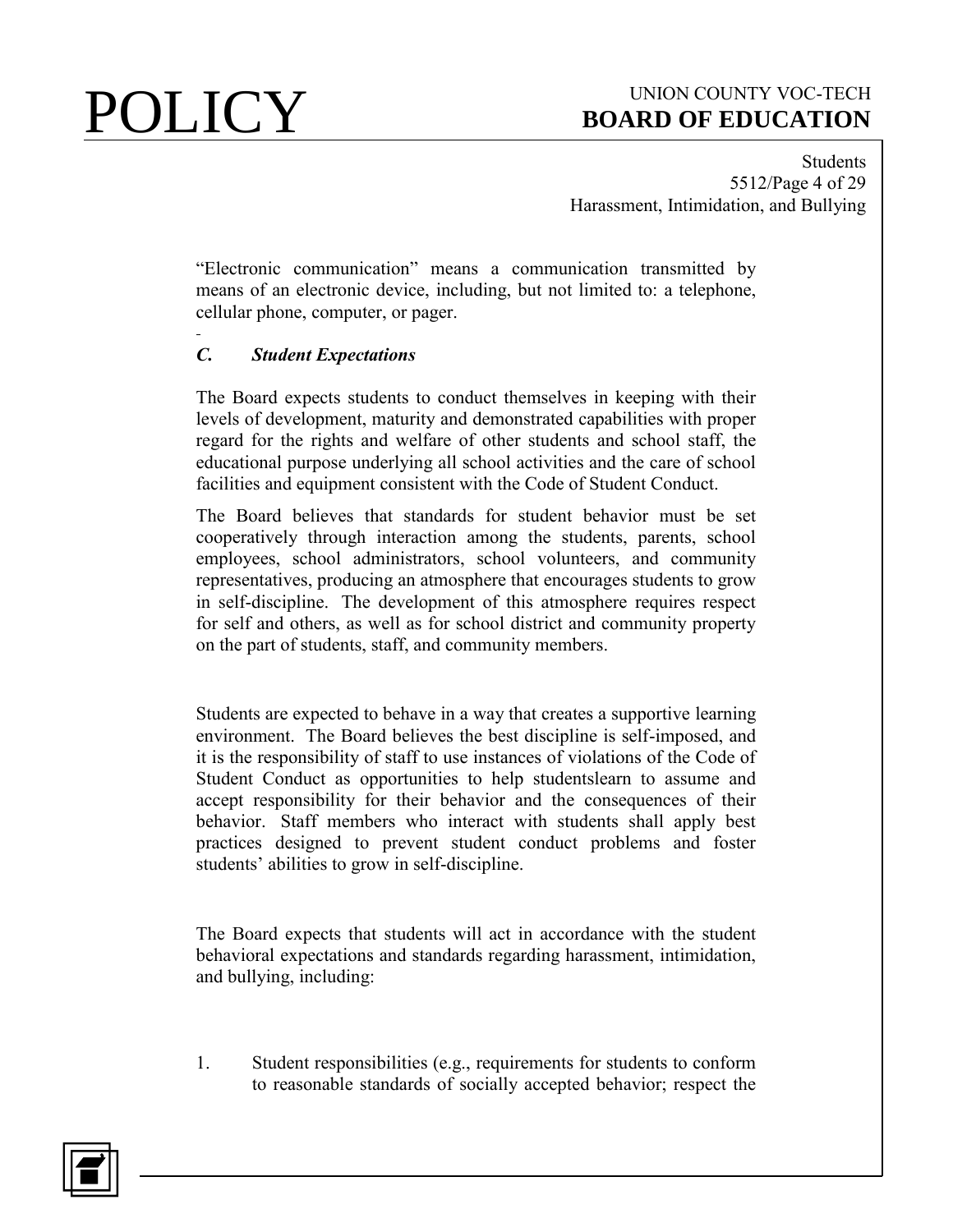"Electronic communication" means a communication transmitted by means of an electronic device, including, but not limited to: a telephone, cellular phone, computer, or pager.

### *C. Student Expectations*

The Board expects students to conduct themselves in keeping with their levels of development, maturity and demonstrated capabilities with proper regard for the rights and welfare of other students and school staff, the educational purpose underlying all school activities and the care of school facilities and equipment consistent with the Code of Student Conduct.

The Board believes that standards for student behavior must be set cooperatively through interaction among the students, parents, school employees, school administrators, school volunteers, and community representatives, producing an atmosphere that encourages students to grow in self-discipline. The development of this atmosphere requires respect for self and others, as well as for school district and community property on the part of students, staff, and community members.

Students are expected to behave in a way that creates a supportive learning environment. The Board believes the best discipline is self-imposed, and it is the responsibility of staff to use instances of violations of the Code of Student Conduct as opportunities to help studentslearn to assume and accept responsibility for their behavior and the consequences of their behavior. Staff members who interact with students shall apply best practices designed to prevent student conduct problems and foster students' abilities to grow in self-discipline.

The Board expects that students will act in accordance with the student behavioral expectations and standards regarding harassment, intimidation, and bullying, including:

1. Student responsibilities (e.g., requirements for students to conform to reasonable standards of socially accepted behavior; respect the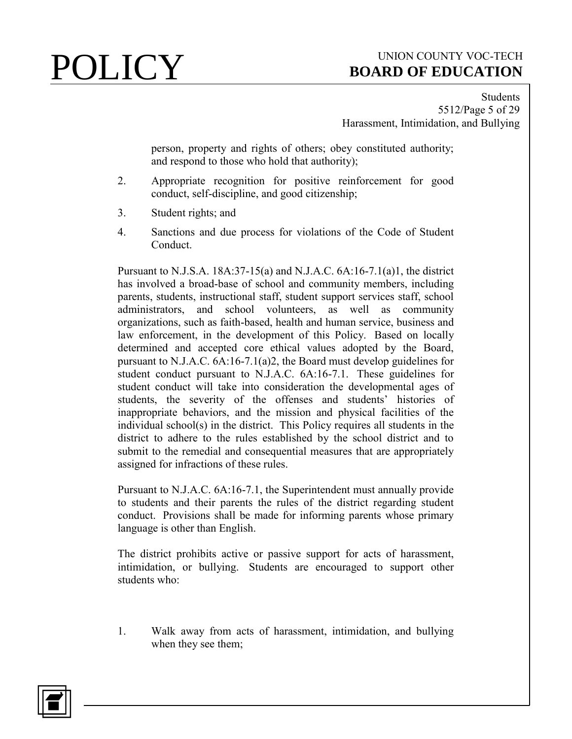person, property and rights of others; obey constituted authority; and respond to those who hold that authority);

2. Appropriate recognition for positive reinforcement for good conduct, self-discipline, and good citizenship;

3. Student rights; and

4. Sanctions and due process for violations of the Code of Student Conduct.

Pursuant to N.J.S.A. 18A:37-15(a) and N.J.A.C. 6A:16-7.1(a)1, the district has involved a broad-base of school and community members, including parents, students, instructional staff, student support services staff, school administrators, and school volunteers, as well as community organizations, such as faith-based, health and human service, business and law enforcement, in the development of this Policy. Based on locally determined and accepted core ethical values adopted by the Board, pursuant to N.J.A.C. 6A:16-7.1(a)2, the Board must develop guidelines for student conduct pursuant to N.J.A.C. 6A:16-7.1. These guidelines for student conduct will take into consideration the developmental ages of students, the severity of the offenses and students' histories of inappropriate behaviors, and the mission and physical facilities of the individual school(s) in the district. This Policy requires all students in the district to adhere to the rules established by the school district and to submit to the remedial and consequential measures that are appropriately assigned for infractions of these rules.

Pursuant to N.J.A.C. 6A:16-7.1, the Superintendent must annually provide to students and their parents the rules of the district regarding student conduct. Provisions shall be made for informing parents whose primary language is other than English.

The district prohibits active or passive support for acts of harassment, intimidation, or bullying. Students are encouraged to support other students who:

1. Walk away from acts of harassment, intimidation, and bullying when they see them;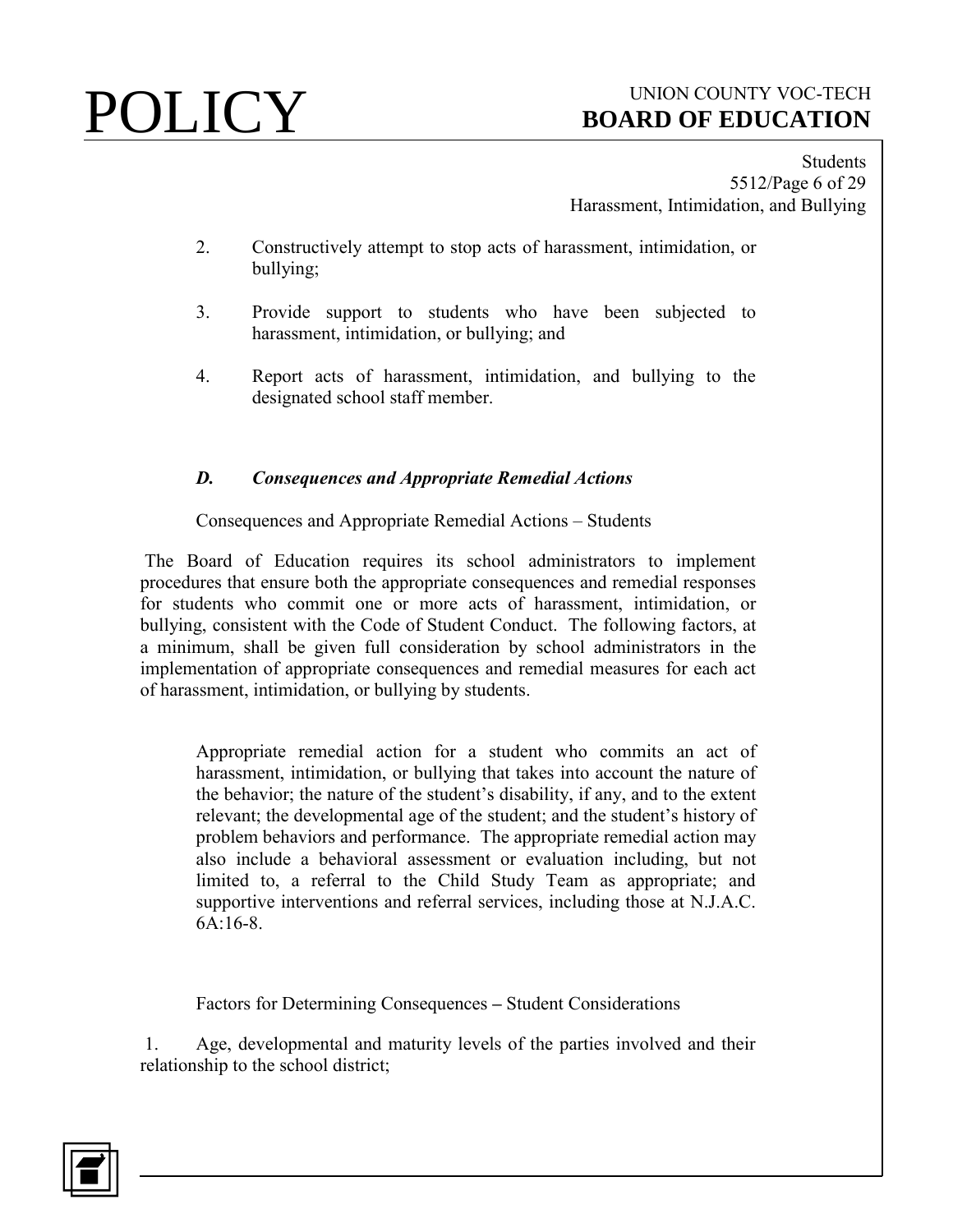2. Constructively attempt to stop acts of harassment, intimidation, or bullying;

3. Provide support to students who have been subjected to harassment, intimidation, or bullying; and

4. Report acts of harassment, intimidation, and bullying to the designated school staff member.

### *D. Consequences and Appropriate Remedial Actions*

Consequences and Appropriate Remedial Actions – Students

The Board of Education requires its school administrators to implement procedures that ensure both the appropriate consequences and remedial responses for students who commit one or more acts of harassment, intimidation, or bullying, consistent with the Code of Student Conduct. The following factors, at a minimum, shall be given full consideration by school administrators in the implementation of appropriate consequences and remedial measures for each act of harassment, intimidation, or bullying by students.

Appropriate remedial action for a student who commits an act of harassment, intimidation, or bullying that takes into account the nature of the behavior; the nature of the student's disability, if any, and to the extent relevant; the developmental age of the student; and the student's history of problem behaviors and performance. The appropriate remedial action may also include a behavioral assessment or evaluation including, but not limited to, a referral to the Child Study Team as appropriate; and supportive interventions and referral services, including those at N.J.A.C. 6A:16-8.

Factors for Determining Consequences – Student Considerations

1. Age, developmental and maturity levels of the parties involved and their relationship to the school district;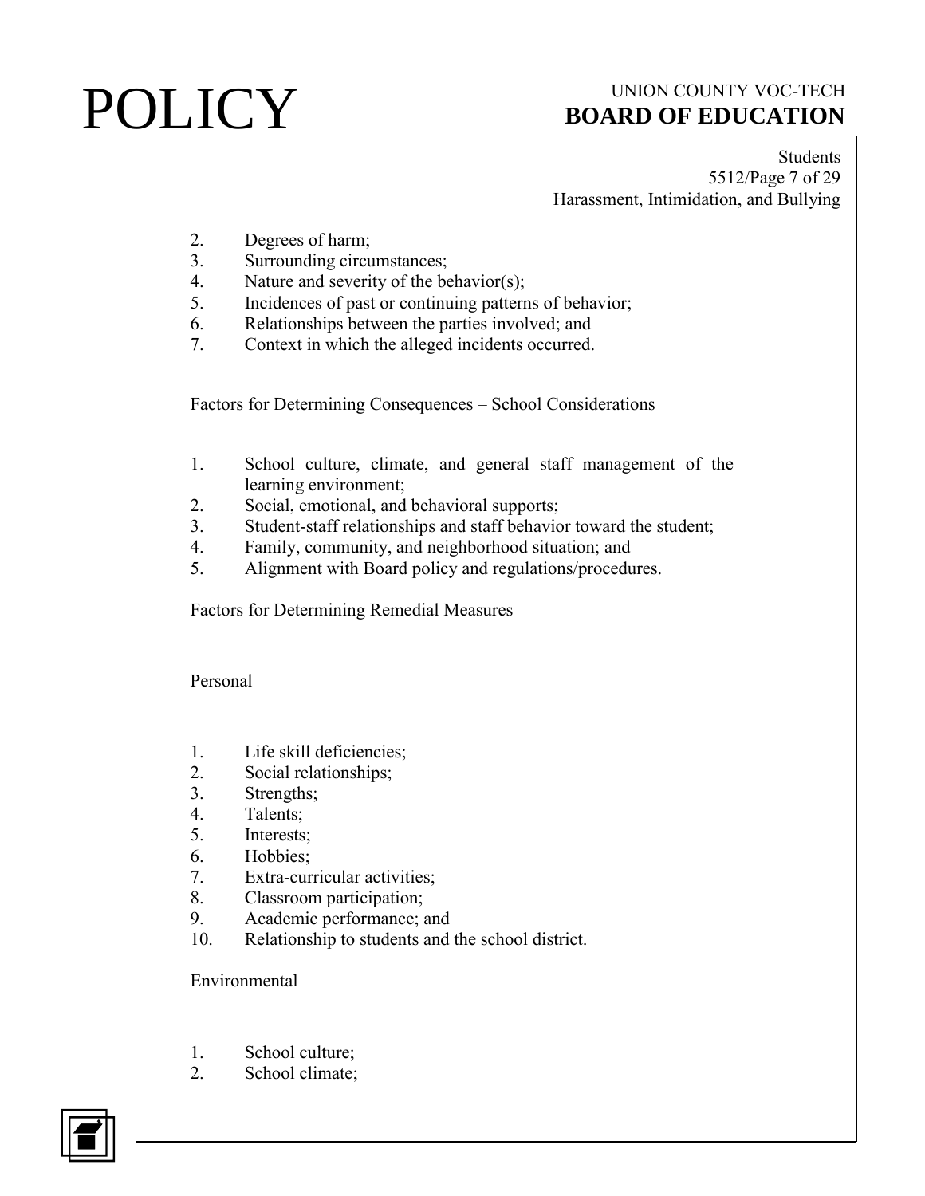2. Degrees of harm;
3. Surrounding circumstances;
4. Nature and severity of the behavior(s);
5. Incidences of past or continuing patterns of behavior;
6. Relationships between the parties involved; and
7. Context in which the alleged incidents occurred.

Factors for Determining Consequences – School Considerations

1. School culture, climate, and general staff management of the learning environment;
2. Social, emotional, and behavioral supports;
3. Student-staff relationships and staff behavior toward the student;
4. Family, community, and neighborhood situation; and
5. Alignment with Board policy and regulations/procedures.

Factors for Determining Remedial Measures

Personal

1. Life skill deficiencies;
2. Social relationships;
3. Strengths;
4. Talents;
5. Interests;
6. Hobbies;
7. Extra-curricular activities;
8. Classroom participation;
9. Academic performance; and
10. Relationship to students and the school district.

Environmental

1. School culture;
2. School climate;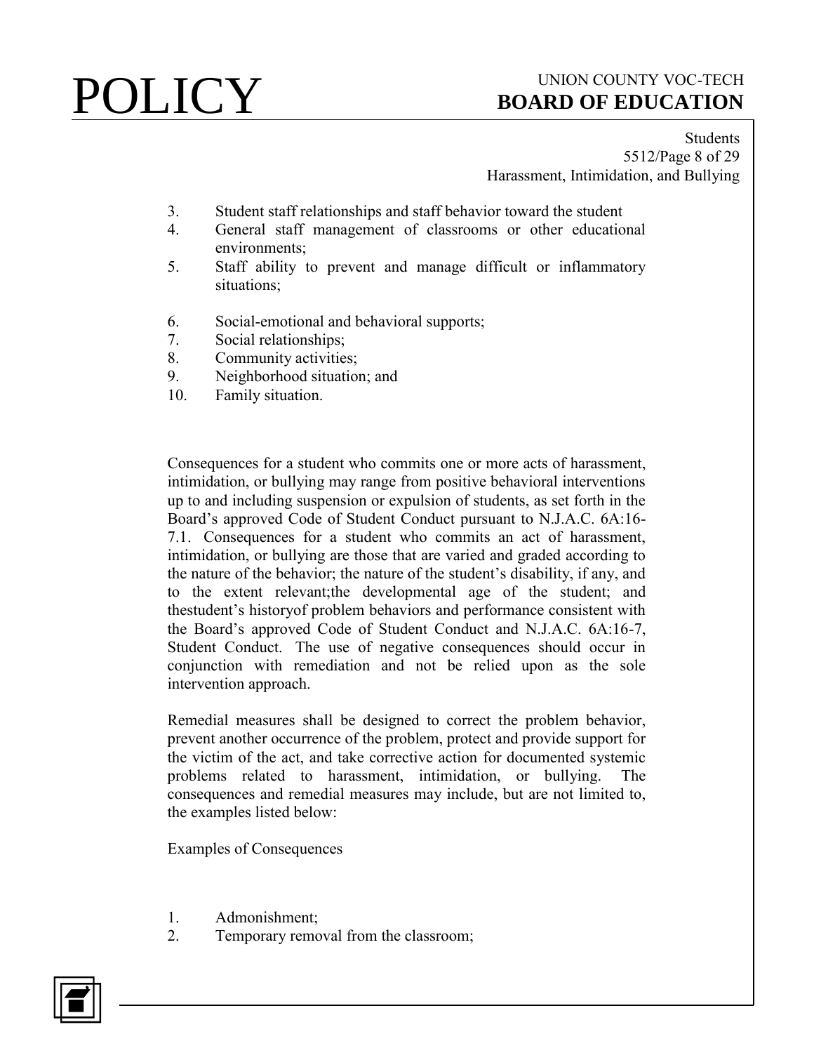3. Student staff relationships and staff behavior toward the student
4. General staff management of classrooms or other educational environments;
5. Staff ability to prevent and manage difficult or inflammatory situations;

6. Social-emotional and behavioral supports;
7. Social relationships;
8. Community activities;
9. Neighborhood situation; and
10. Family situation.

Consequences for a student who commits one or more acts of harassment, intimidation, or bullying may range from positive behavioral interventions up to and including suspension or expulsion of students, as set forth in the Board's approved Code of Student Conduct pursuant to N.J.A.C. 6A:16-7.1. Consequences for a student who commits an act of harassment, intimidation, or bullying are those that are varied and graded according to the nature of the behavior; the nature of the student's disability, if any, and to the extent relevant;the developmental age of the student; and thestudent's historyof problem behaviors and performance consistent with the Board's approved Code of Student Conduct and N.J.A.C. 6A:16-7, Student Conduct. The use of negative consequences should occur in conjunction with remediation and not be relied upon as the sole intervention approach.

Remedial measures shall be designed to correct the problem behavior, prevent another occurrence of the problem, protect and provide support for the victim of the act, and take corrective action for documented systemic problems related to harassment, intimidation, or bullying. The consequences and remedial measures may include, but are not limited to, the examples listed below:

Examples of Consequences

1. Admonishment;
2. Temporary removal from the classroom;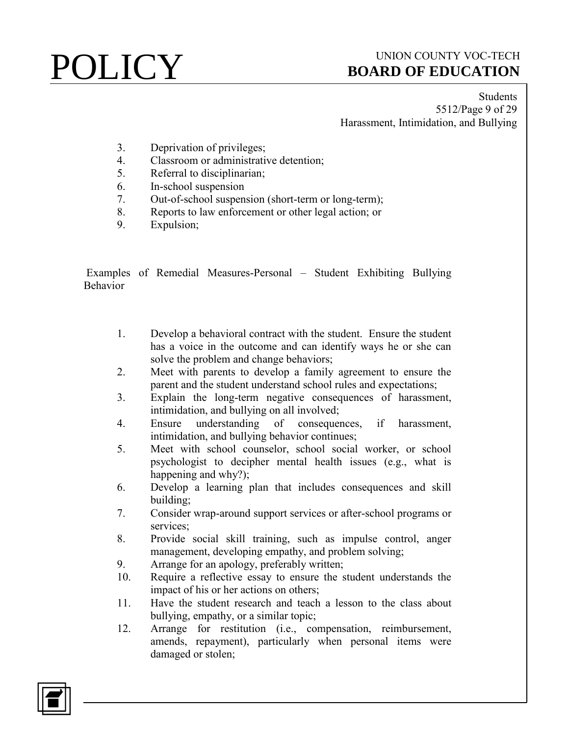3. Deprivation of privileges;
4. Classroom or administrative detention;
5. Referral to disciplinarian;
6. In-school suspension
7. Out-of-school suspension (short-term or long-term);
8. Reports to law enforcement or other legal action; or
9. Expulsion;

Examples of Remedial Measures-Personal – Student Exhibiting Bullying Behavior

1. Develop a behavioral contract with the student. Ensure the student has a voice in the outcome and can identify ways he or she can solve the problem and change behaviors;
2. Meet with parents to develop a family agreement to ensure the parent and the student understand school rules and expectations;
3. Explain the long-term negative consequences of harassment, intimidation, and bullying on all involved;
4. Ensure understanding of consequences, if harassment, intimidation, and bullying behavior continues;
5. Meet with school counselor, school social worker, or school psychologist to decipher mental health issues (e.g., what is happening and why?);
6. Develop a learning plan that includes consequences and skill building;
7. Consider wrap-around support services or after-school programs or services;
8. Provide social skill training, such as impulse control, anger management, developing empathy, and problem solving;
9. Arrange for an apology, preferably written;
10. Require a reflective essay to ensure the student understands the impact of his or her actions on others;
11. Have the student research and teach a lesson to the class about bullying, empathy, or a similar topic;
12. Arrange for restitution (i.e., compensation, reimbursement, amends, repayment), particularly when personal items were damaged or stolen;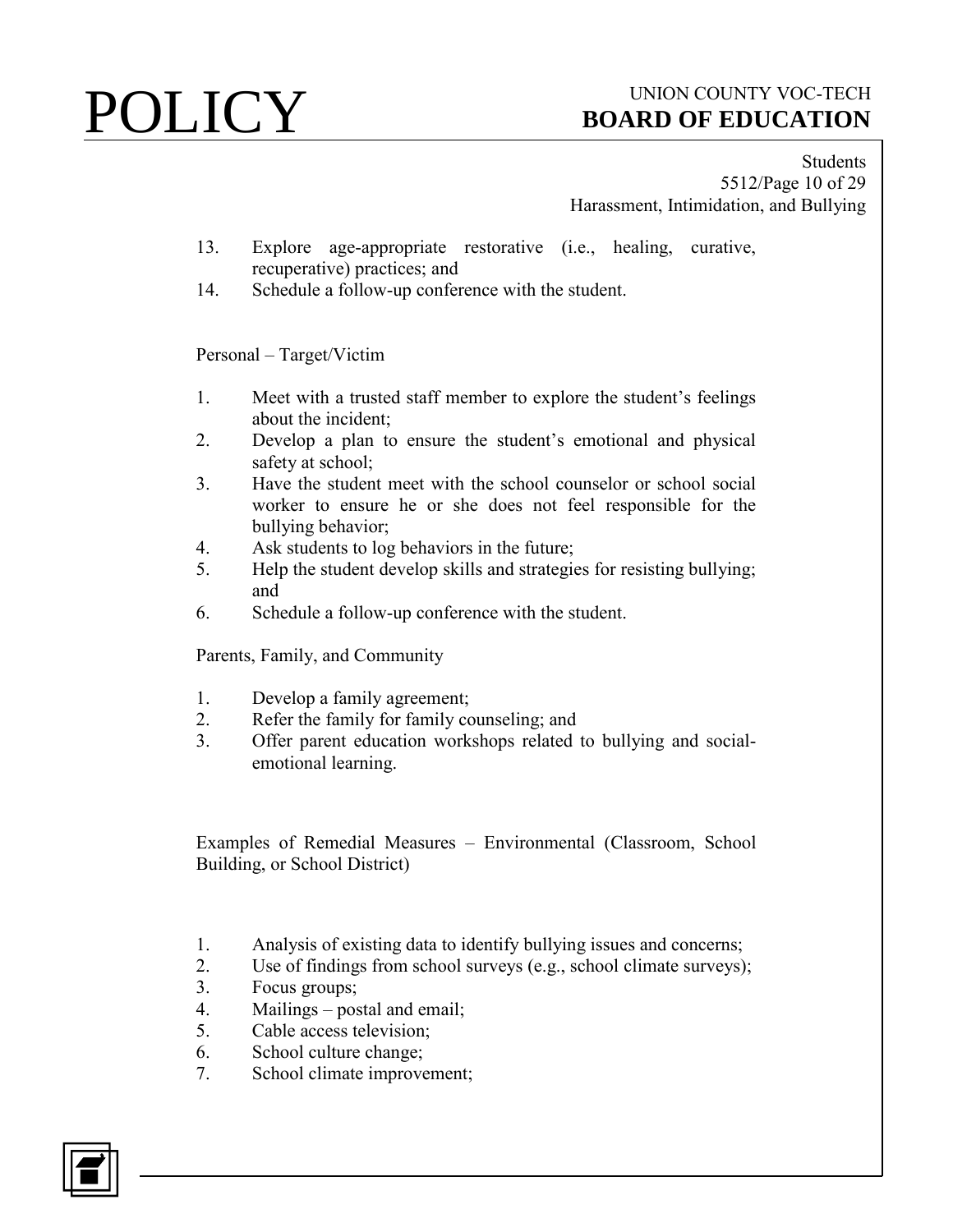13. Explore age-appropriate restorative (i.e., healing, curative, recuperative) practices; and
14. Schedule a follow-up conference with the student.

Personal – Target/Victim

1. Meet with a trusted staff member to explore the student's feelings about the incident;
2. Develop a plan to ensure the student's emotional and physical safety at school;
3. Have the student meet with the school counselor or school social worker to ensure he or she does not feel responsible for the bullying behavior;
4. Ask students to log behaviors in the future;
5. Help the student develop skills and strategies for resisting bullying; and
6. Schedule a follow-up conference with the student.

Parents, Family, and Community

1. Develop a family agreement;
2. Refer the family for family counseling; and
3. Offer parent education workshops related to bullying and social-emotional learning.

Examples of Remedial Measures – Environmental (Classroom, School Building, or School District)

1. Analysis of existing data to identify bullying issues and concerns;
2. Use of findings from school surveys (e.g., school climate surveys);
3. Focus groups;
4. Mailings – postal and email;
5. Cable access television;
6. School culture change;
7. School climate improvement;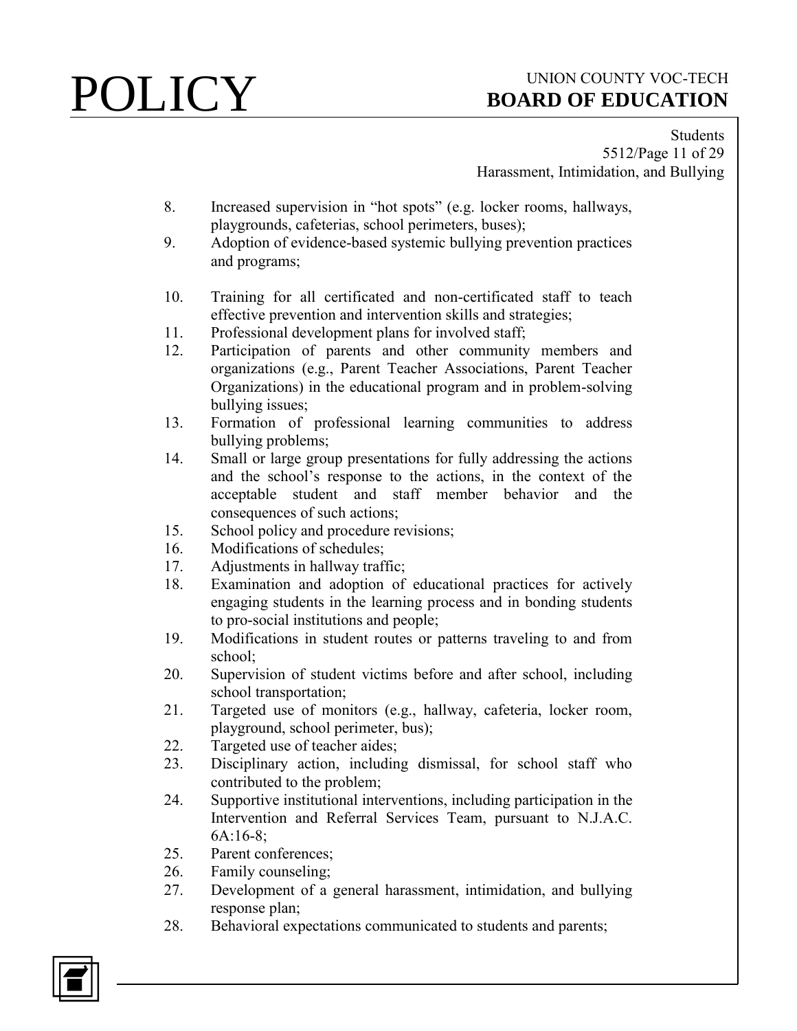8. Increased supervision in "hot spots" (e.g. locker rooms, hallways, playgrounds, cafeterias, school perimeters, buses);
9. Adoption of evidence-based systemic bullying prevention practices and programs;
10. Training for all certificated and non-certificated staff to teach effective prevention and intervention skills and strategies;
11. Professional development plans for involved staff;
12. Participation of parents and other community members and organizations (e.g., Parent Teacher Associations, Parent Teacher Organizations) in the educational program and in problem-solving bullying issues;
13. Formation of professional learning communities to address bullying problems;
14. Small or large group presentations for fully addressing the actions and the school's response to the actions, in the context of the acceptable student and staff member behavior and the consequences of such actions;
15. School policy and procedure revisions;
16. Modifications of schedules;
17. Adjustments in hallway traffic;
18. Examination and adoption of educational practices for actively engaging students in the learning process and in bonding students to pro-social institutions and people;
19. Modifications in student routes or patterns traveling to and from school;
20. Supervision of student victims before and after school, including school transportation;
21. Targeted use of monitors (e.g., hallway, cafeteria, locker room, playground, school perimeter, bus);
22. Targeted use of teacher aides;
23. Disciplinary action, including dismissal, for school staff who contributed to the problem;
24. Supportive institutional interventions, including participation in the Intervention and Referral Services Team, pursuant to N.J.A.C. 6A:16-8;
25. Parent conferences;
26. Family counseling;
27. Development of a general harassment, intimidation, and bullying response plan;
28. Behavioral expectations communicated to students and parents;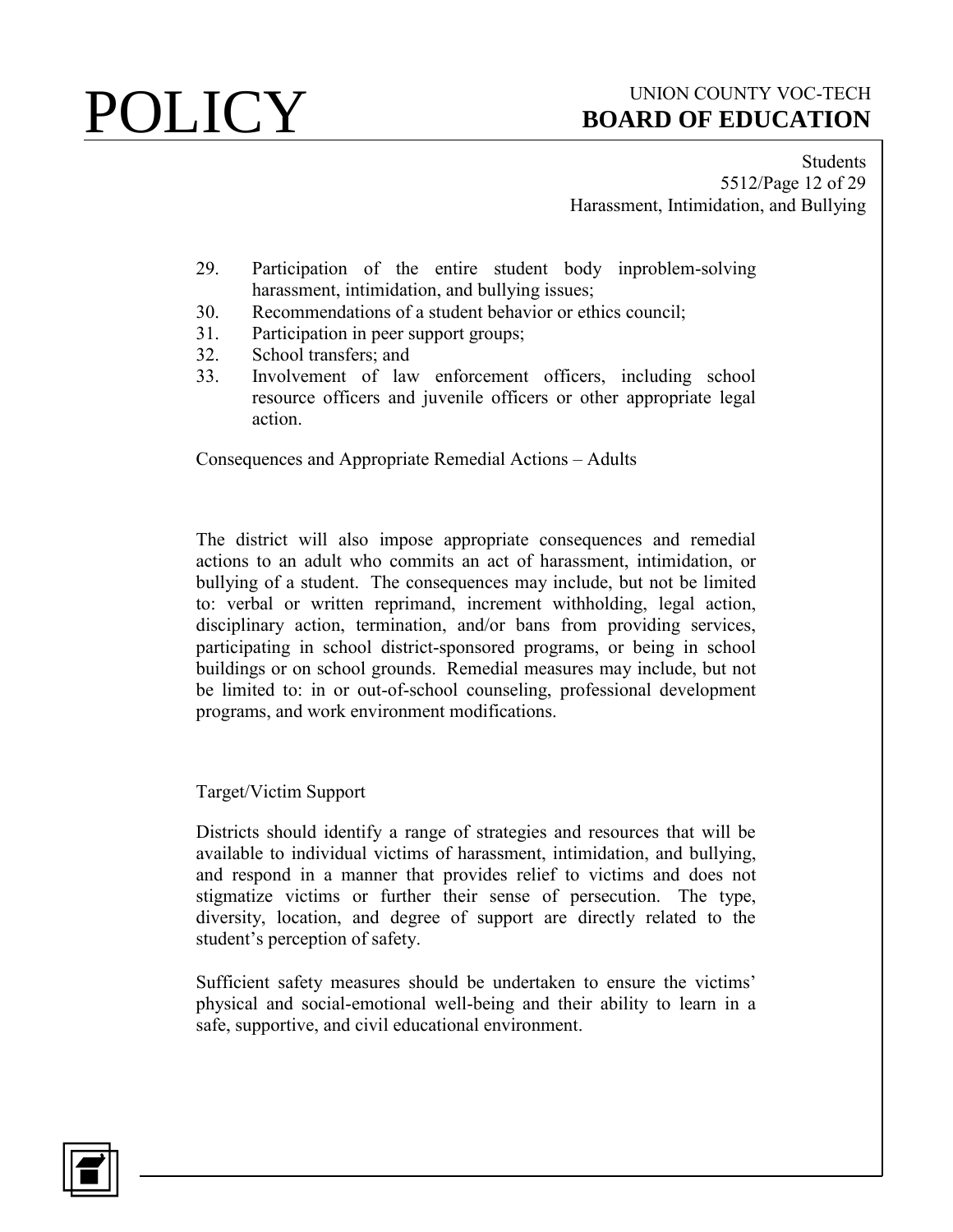29. Participation of the entire student body inproblem-solving harassment, intimidation, and bullying issues;
30. Recommendations of a student behavior or ethics council;
31. Participation in peer support groups;
32. School transfers; and
33. Involvement of law enforcement officers, including school resource officers and juvenile officers or other appropriate legal action.

Consequences and Appropriate Remedial Actions – Adults

The district will also impose appropriate consequences and remedial actions to an adult who commits an act of harassment, intimidation, or bullying of a student. The consequences may include, but not be limited to: verbal or written reprimand, increment withholding, legal action, disciplinary action, termination, and/or bans from providing services, participating in school district-sponsored programs, or being in school buildings or on school grounds. Remedial measures may include, but not be limited to: in or out-of-school counseling, professional development programs, and work environment modifications.

Target/Victim Support

Districts should identify a range of strategies and resources that will be available to individual victims of harassment, intimidation, and bullying, and respond in a manner that provides relief to victims and does not stigmatize victims or further their sense of persecution. The type, diversity, location, and degree of support are directly related to the student's perception of safety.

Sufficient safety measures should be undertaken to ensure the victims' physical and social-emotional well-being and their ability to learn in a safe, supportive, and civil educational environment.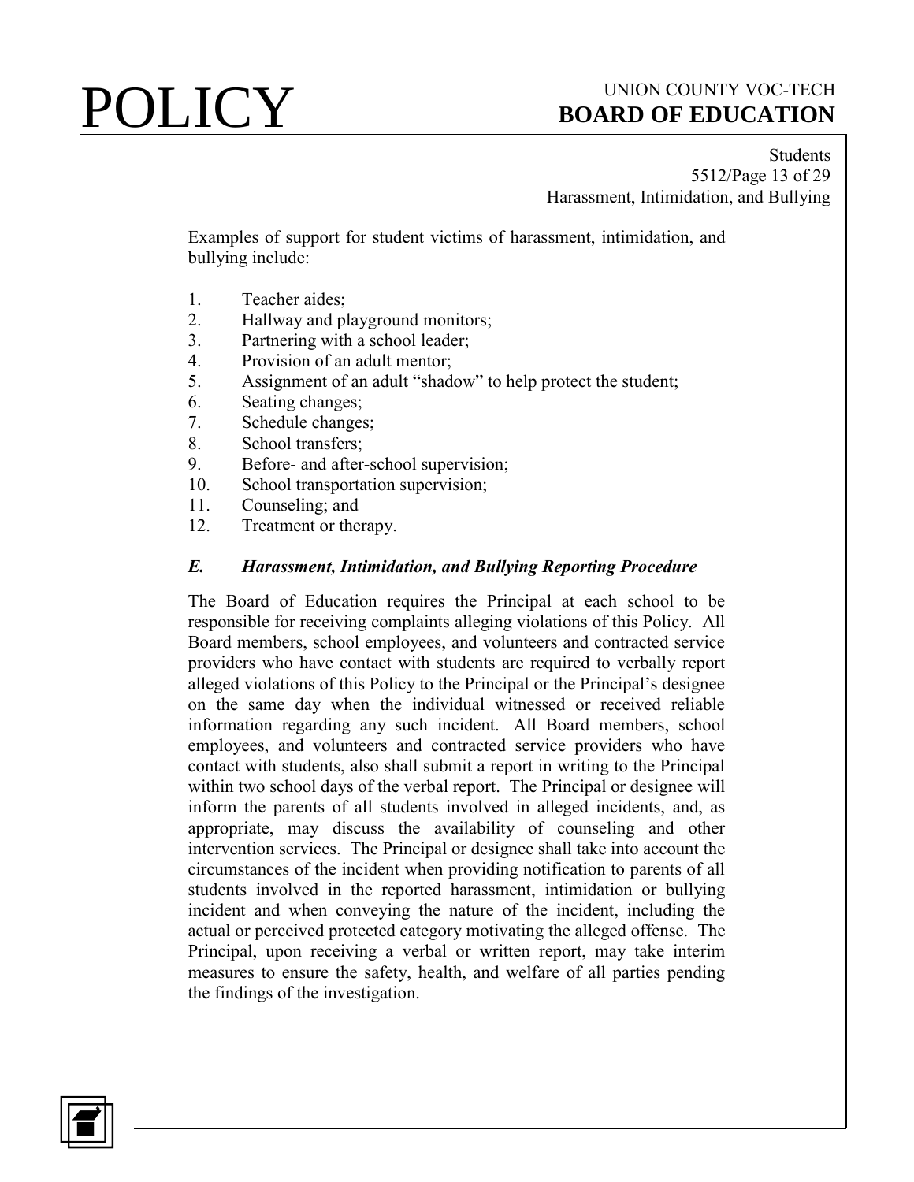Examples of support for student victims of harassment, intimidation, and bullying include:

1. Teacher aides;
2. Hallway and playground monitors;
3. Partnering with a school leader;
4. Provision of an adult mentor;
5. Assignment of an adult "shadow" to help protect the student;
6. Seating changes;
7. Schedule changes;
8. School transfers;
9. Before- and after-school supervision;
10. School transportation supervision;
11. Counseling; and
12. Treatment or therapy.

### *E. Harassment, Intimidation, and Bullying Reporting Procedure*

The Board of Education requires the Principal at each school to be responsible for receiving complaints alleging violations of this Policy. All Board members, school employees, and volunteers and contracted service providers who have contact with students are required to verbally report alleged violations of this Policy to the Principal or the Principal's designee on the same day when the individual witnessed or received reliable information regarding any such incident. All Board members, school employees, and volunteers and contracted service providers who have contact with students, also shall submit a report in writing to the Principal within two school days of the verbal report. The Principal or designee will inform the parents of all students involved in alleged incidents, and, as appropriate, may discuss the availability of counseling and other intervention services. The Principal or designee shall take into account the circumstances of the incident when providing notification to parents of all students involved in the reported harassment, intimidation or bullying incident and when conveying the nature of the incident, including the actual or perceived protected category motivating the alleged offense. The Principal, upon receiving a verbal or written report, may take interim measures to ensure the safety, health, and welfare of all parties pending the findings of the investigation.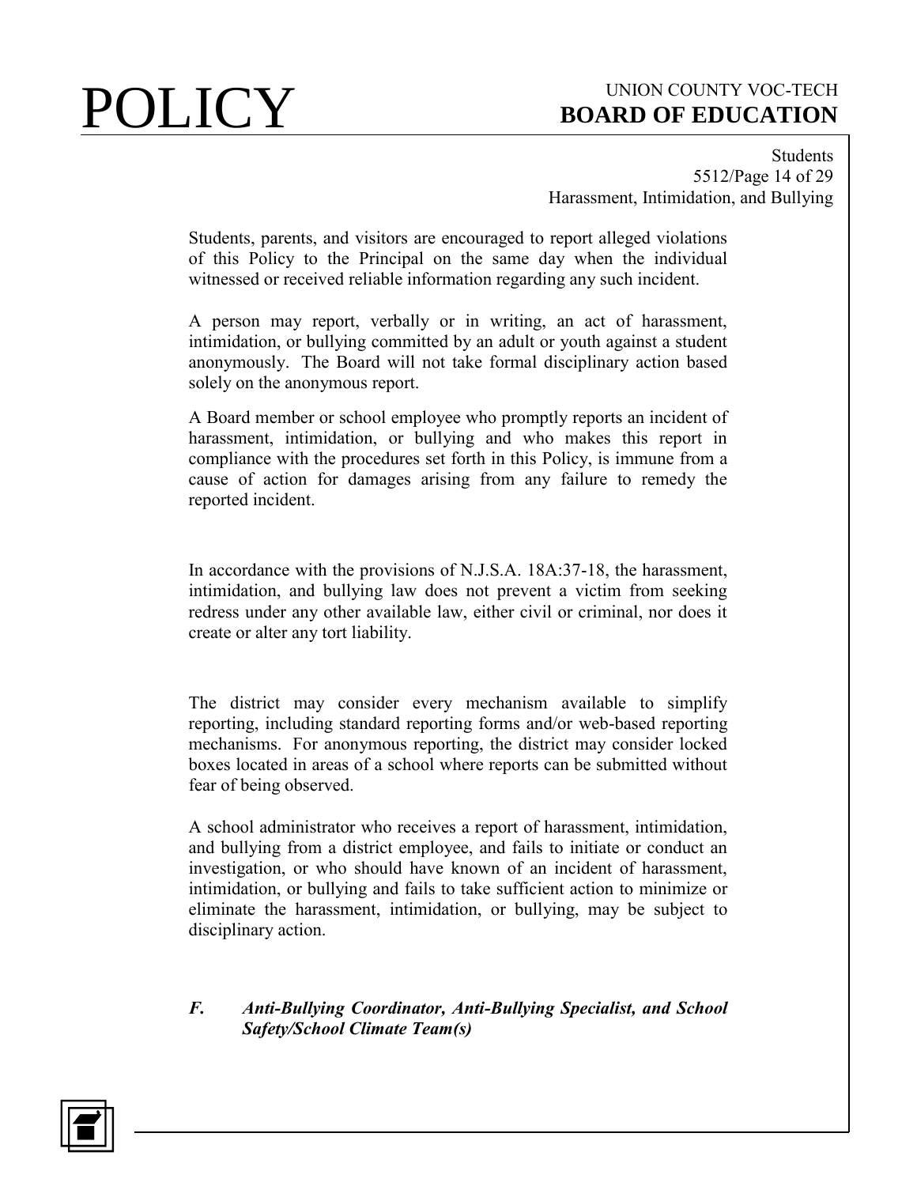Students, parents, and visitors are encouraged to report alleged violations of this Policy to the Principal on the same day when the individual witnessed or received reliable information regarding any such incident.

A person may report, verbally or in writing, an act of harassment, intimidation, or bullying committed by an adult or youth against a student anonymously. The Board will not take formal disciplinary action based solely on the anonymous report.

A Board member or school employee who promptly reports an incident of harassment, intimidation, or bullying and who makes this report in compliance with the procedures set forth in this Policy, is immune from a cause of action for damages arising from any failure to remedy the reported incident.

In accordance with the provisions of N.J.S.A. 18A:37-18, the harassment, intimidation, and bullying law does not prevent a victim from seeking redress under any other available law, either civil or criminal, nor does it create or alter any tort liability.

The district may consider every mechanism available to simplify reporting, including standard reporting forms and/or web-based reporting mechanisms. For anonymous reporting, the district may consider locked boxes located in areas of a school where reports can be submitted without fear of being observed.

A school administrator who receives a report of harassment, intimidation, and bullying from a district employee, and fails to initiate or conduct an investigation, or who should have known of an incident of harassment, intimidation, or bullying and fails to take sufficient action to minimize or eliminate the harassment, intimidation, or bullying, may be subject to disciplinary action.

### *F. Anti-Bullying Coordinator, Anti-Bullying Specialist, and School Safety/School Climate Team(s)*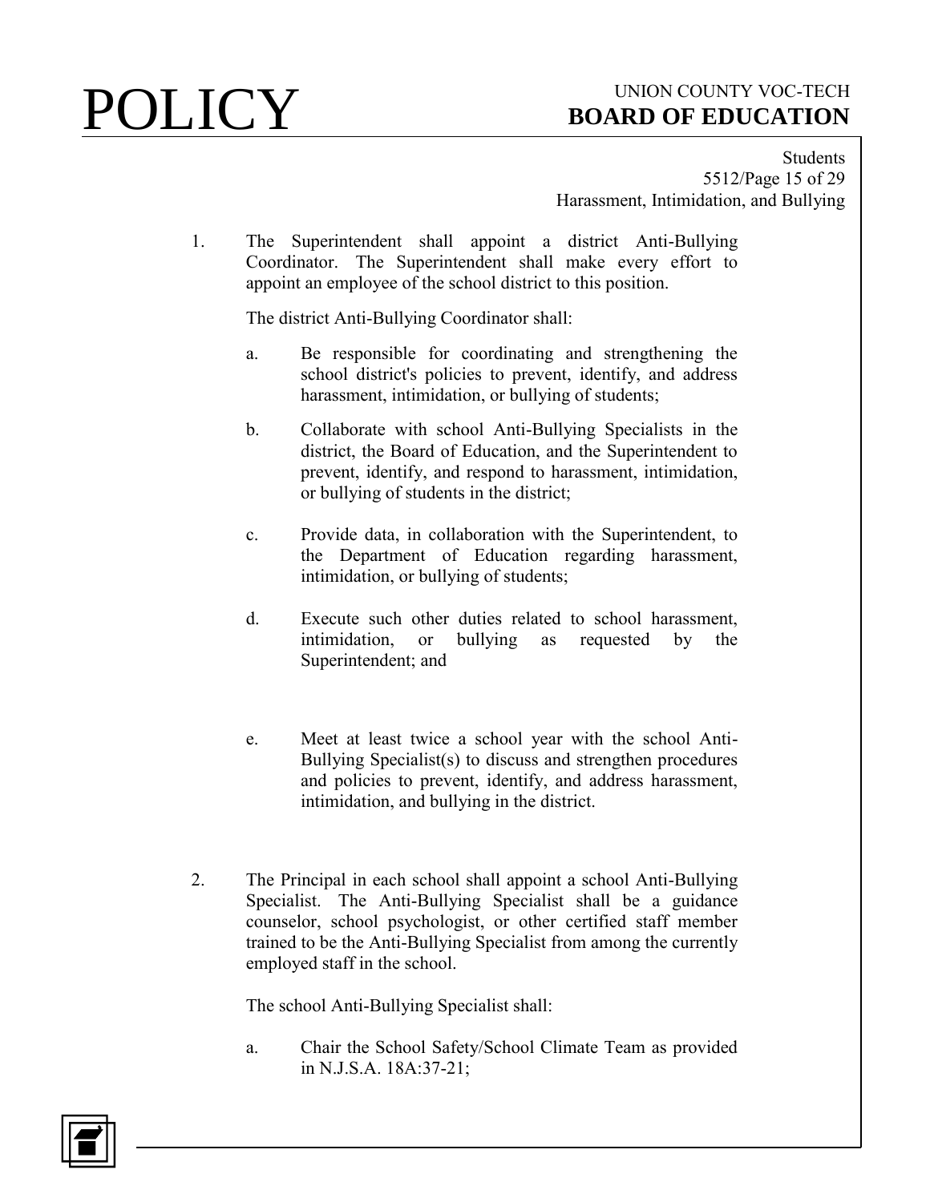1. The Superintendent shall appoint a district Anti-Bullying Coordinator. The Superintendent shall make every effort to appoint an employee of the school district to this position.

   The district Anti-Bullying Coordinator shall:

   a. Be responsible for coordinating and strengthening the school district's policies to prevent, identify, and address harassment, intimidation, or bullying of students;

   b. Collaborate with school Anti-Bullying Specialists in the district, the Board of Education, and the Superintendent to prevent, identify, and respond to harassment, intimidation, or bullying of students in the district;

   c. Provide data, in collaboration with the Superintendent, to the Department of Education regarding harassment, intimidation, or bullying of students;

   d. Execute such other duties related to school harassment, intimidation, or bullying as requested by the Superintendent; and

   e. Meet at least twice a school year with the school Anti-Bullying Specialist(s) to discuss and strengthen procedures and policies to prevent, identify, and address harassment, intimidation, and bullying in the district.

2. The Principal in each school shall appoint a school Anti-Bullying Specialist. The Anti-Bullying Specialist shall be a guidance counselor, school psychologist, or other certified staff member trained to be the Anti-Bullying Specialist from among the currently employed staff in the school.

   The school Anti-Bullying Specialist shall:

   a. Chair the School Safety/School Climate Team as provided in N.J.S.A. 18A:37-21;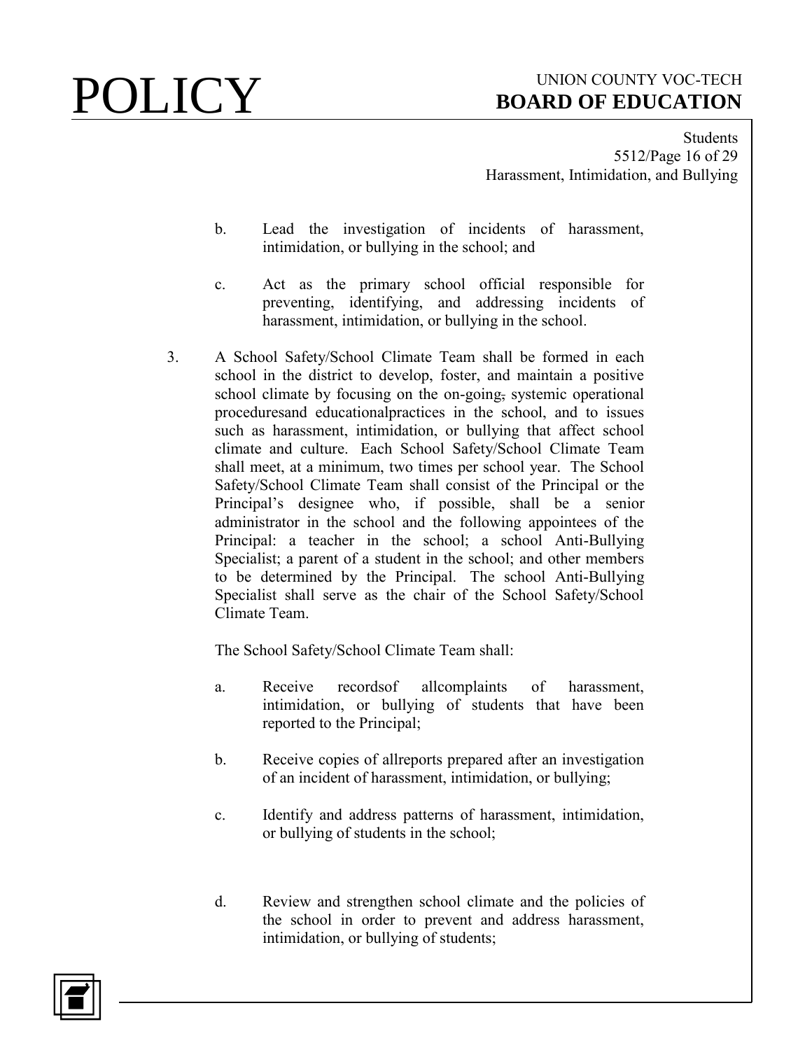b. Lead the investigation of incidents of harassment, intimidation, or bullying in the school; and

c. Act as the primary school official responsible for preventing, identifying, and addressing incidents of harassment, intimidation, or bullying in the school.

3. A School Safety/School Climate Team shall be formed in each school in the district to develop, foster, and maintain a positive school climate by focusing on the on-going, systemic operational proceduresand educationalpractices in the school, and to issues such as harassment, intimidation, or bullying that affect school climate and culture. Each School Safety/School Climate Team shall meet, at a minimum, two times per school year. The School Safety/School Climate Team shall consist of the Principal or the Principal's designee who, if possible, shall be a senior administrator in the school and the following appointees of the Principal: a teacher in the school; a school Anti-Bullying Specialist; a parent of a student in the school; and other members to be determined by the Principal. The school Anti-Bullying Specialist shall serve as the chair of the School Safety/School Climate Team.

   The School Safety/School Climate Team shall:

   a. Receive recordsof allcomplaints of harassment, intimidation, or bullying of students that have been reported to the Principal;

   b. Receive copies of allreports prepared after an investigation of an incident of harassment, intimidation, or bullying;

   c. Identify and address patterns of harassment, intimidation, or bullying of students in the school;

   d. Review and strengthen school climate and the policies of the school in order to prevent and address harassment, intimidation, or bullying of students;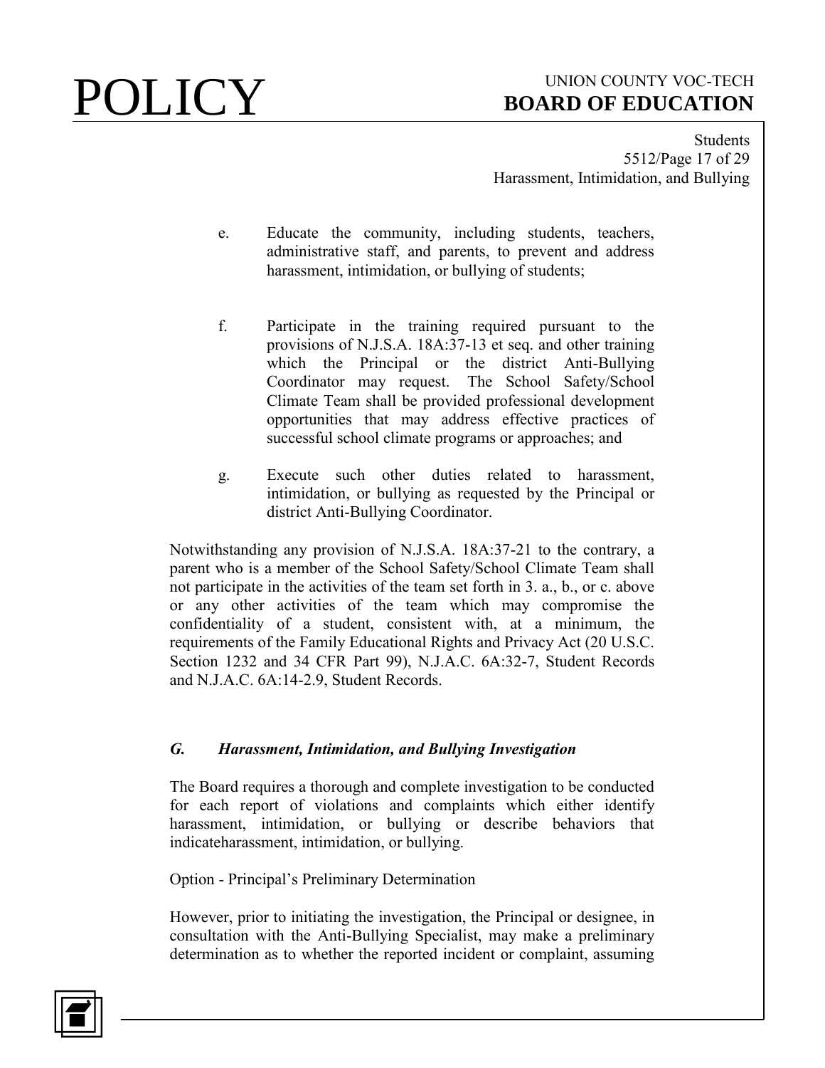e. Educate the community, including students, teachers, administrative staff, and parents, to prevent and address harassment, intimidation, or bullying of students;

f. Participate in the training required pursuant to the provisions of N.J.S.A. 18A:37-13 et seq. and other training which the Principal or the district Anti-Bullying Coordinator may request. The School Safety/School Climate Team shall be provided professional development opportunities that may address effective practices of successful school climate programs or approaches; and

g. Execute such other duties related to harassment, intimidation, or bullying as requested by the Principal or district Anti-Bullying Coordinator.

Notwithstanding any provision of N.J.S.A. 18A:37-21 to the contrary, a parent who is a member of the School Safety/School Climate Team shall not participate in the activities of the team set forth in 3. a., b., or c. above or any other activities of the team which may compromise the confidentiality of a student, consistent with, at a minimum, the requirements of the Family Educational Rights and Privacy Act (20 U.S.C. Section 1232 and 34 CFR Part 99), N.J.A.C. 6A:32-7, Student Records and N.J.A.C. 6A:14-2.9, Student Records.

### *G. Harassment, Intimidation, and Bullying Investigation*

The Board requires a thorough and complete investigation to be conducted for each report of violations and complaints which either identify harassment, intimidation, or bullying or describe behaviors that indicateharassment, intimidation, or bullying.

Option - Principal's Preliminary Determination

However, prior to initiating the investigation, the Principal or designee, in consultation with the Anti-Bullying Specialist, may make a preliminary determination as to whether the reported incident or complaint, assuming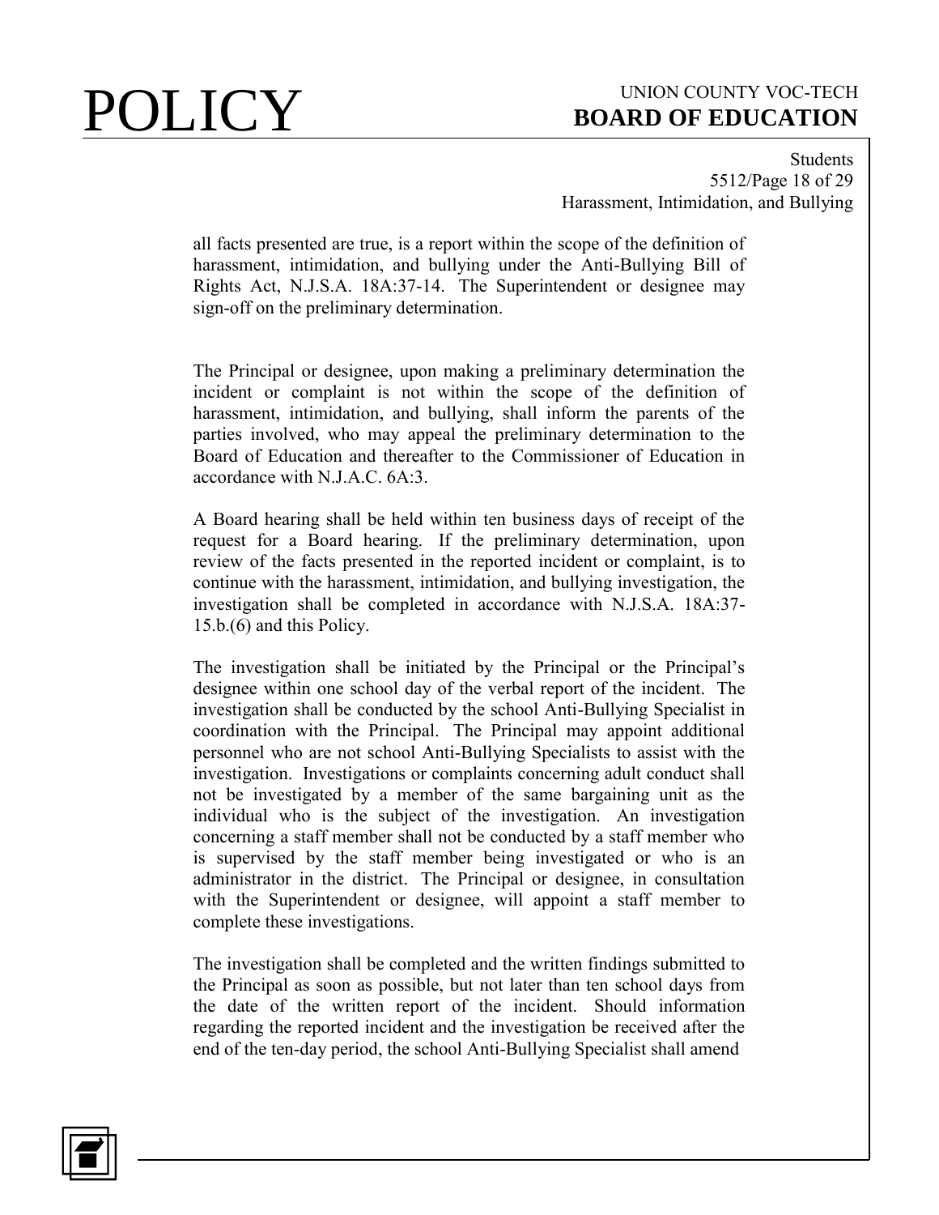all facts presented are true, is a report within the scope of the definition of harassment, intimidation, and bullying under the Anti-Bullying Bill of Rights Act, N.J.S.A. 18A:37-14. The Superintendent or designee may sign-off on the preliminary determination.

The Principal or designee, upon making a preliminary determination the incident or complaint is not within the scope of the definition of harassment, intimidation, and bullying, shall inform the parents of the parties involved, who may appeal the preliminary determination to the Board of Education and thereafter to the Commissioner of Education in accordance with N.J.A.C. 6A:3.

A Board hearing shall be held within ten business days of receipt of the request for a Board hearing. If the preliminary determination, upon review of the facts presented in the reported incident or complaint, is to continue with the harassment, intimidation, and bullying investigation, the investigation shall be completed in accordance with N.J.S.A. 18A:37-15.b.(6) and this Policy.

The investigation shall be initiated by the Principal or the Principal's designee within one school day of the verbal report of the incident. The investigation shall be conducted by the school Anti-Bullying Specialist in coordination with the Principal. The Principal may appoint additional personnel who are not school Anti-Bullying Specialists to assist with the investigation. Investigations or complaints concerning adult conduct shall not be investigated by a member of the same bargaining unit as the individual who is the subject of the investigation. An investigation concerning a staff member shall not be conducted by a staff member who is supervised by the staff member being investigated or who is an administrator in the district. The Principal or designee, in consultation with the Superintendent or designee, will appoint a staff member to complete these investigations.

The investigation shall be completed and the written findings submitted to the Principal as soon as possible, but not later than ten school days from the date of the written report of the incident. Should information regarding the reported incident and the investigation be received after the end of the ten-day period, the school Anti-Bullying Specialist shall amend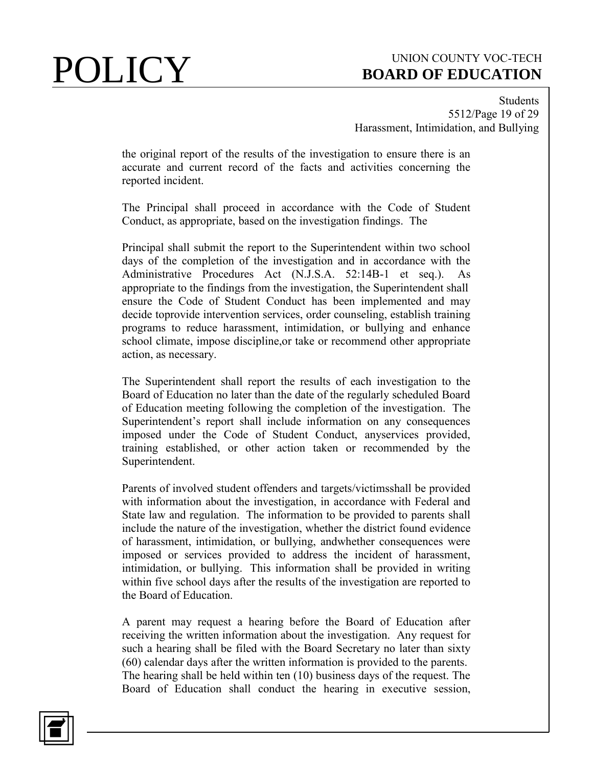the original report of the results of the investigation to ensure there is an accurate and current record of the facts and activities concerning the reported incident.

The Principal shall proceed in accordance with the Code of Student Conduct, as appropriate, based on the investigation findings. The

Principal shall submit the report to the Superintendent within two school days of the completion of the investigation and in accordance with the Administrative Procedures Act (N.J.S.A. 52:14B-1 et seq.). As appropriate to the findings from the investigation, the Superintendent shall ensure the Code of Student Conduct has been implemented and may decide toprovide intervention services, order counseling, establish training programs to reduce harassment, intimidation, or bullying and enhance school climate, impose discipline,or take or recommend other appropriate action, as necessary.

The Superintendent shall report the results of each investigation to the Board of Education no later than the date of the regularly scheduled Board of Education meeting following the completion of the investigation. The Superintendent's report shall include information on any consequences imposed under the Code of Student Conduct, anyservices provided, training established, or other action taken or recommended by the Superintendent.

Parents of involved student offenders and targets/victimsshall be provided with information about the investigation, in accordance with Federal and State law and regulation. The information to be provided to parents shall include the nature of the investigation, whether the district found evidence of harassment, intimidation, or bullying, andwhether consequences were imposed or services provided to address the incident of harassment, intimidation, or bullying. This information shall be provided in writing within five school days after the results of the investigation are reported to the Board of Education.

A parent may request a hearing before the Board of Education after receiving the written information about the investigation. Any request for such a hearing shall be filed with the Board Secretary no later than sixty (60) calendar days after the written information is provided to the parents. The hearing shall be held within ten (10) business days of the request. The Board of Education shall conduct the hearing in executive session,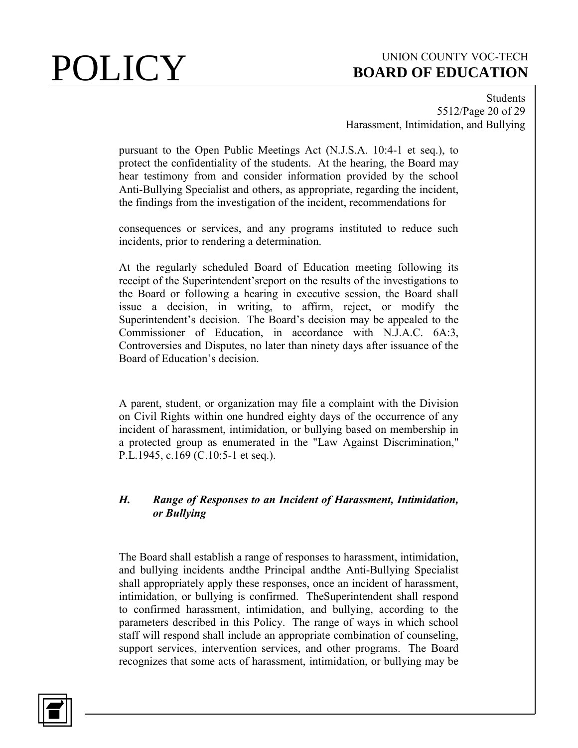pursuant to the Open Public Meetings Act (N.J.S.A. 10:4-1 et seq.), to protect the confidentiality of the students. At the hearing, the Board may hear testimony from and consider information provided by the school Anti-Bullying Specialist and others, as appropriate, regarding the incident, the findings from the investigation of the incident, recommendations for

consequences or services, and any programs instituted to reduce such incidents, prior to rendering a determination.

At the regularly scheduled Board of Education meeting following its receipt of the Superintendent'sreport on the results of the investigations to the Board or following a hearing in executive session, the Board shall issue a decision, in writing, to affirm, reject, or modify the Superintendent's decision. The Board's decision may be appealed to the Commissioner of Education, in accordance with N.J.A.C. 6A:3, Controversies and Disputes, no later than ninety days after issuance of the Board of Education's decision.

A parent, student, or organization may file a complaint with the Division on Civil Rights within one hundred eighty days of the occurrence of any incident of harassment, intimidation, or bullying based on membership in a protected group as enumerated in the "Law Against Discrimination," P.L.1945, c.169 (C.10:5-1 et seq.).

### *H. Range of Responses to an Incident of Harassment, Intimidation, or Bullying*

The Board shall establish a range of responses to harassment, intimidation, and bullying incidents andthe Principal andthe Anti-Bullying Specialist shall appropriately apply these responses, once an incident of harassment, intimidation, or bullying is confirmed. TheSuperintendent shall respond to confirmed harassment, intimidation, and bullying, according to the parameters described in this Policy. The range of ways in which school staff will respond shall include an appropriate combination of counseling, support services, intervention services, and other programs. The Board recognizes that some acts of harassment, intimidation, or bullying may be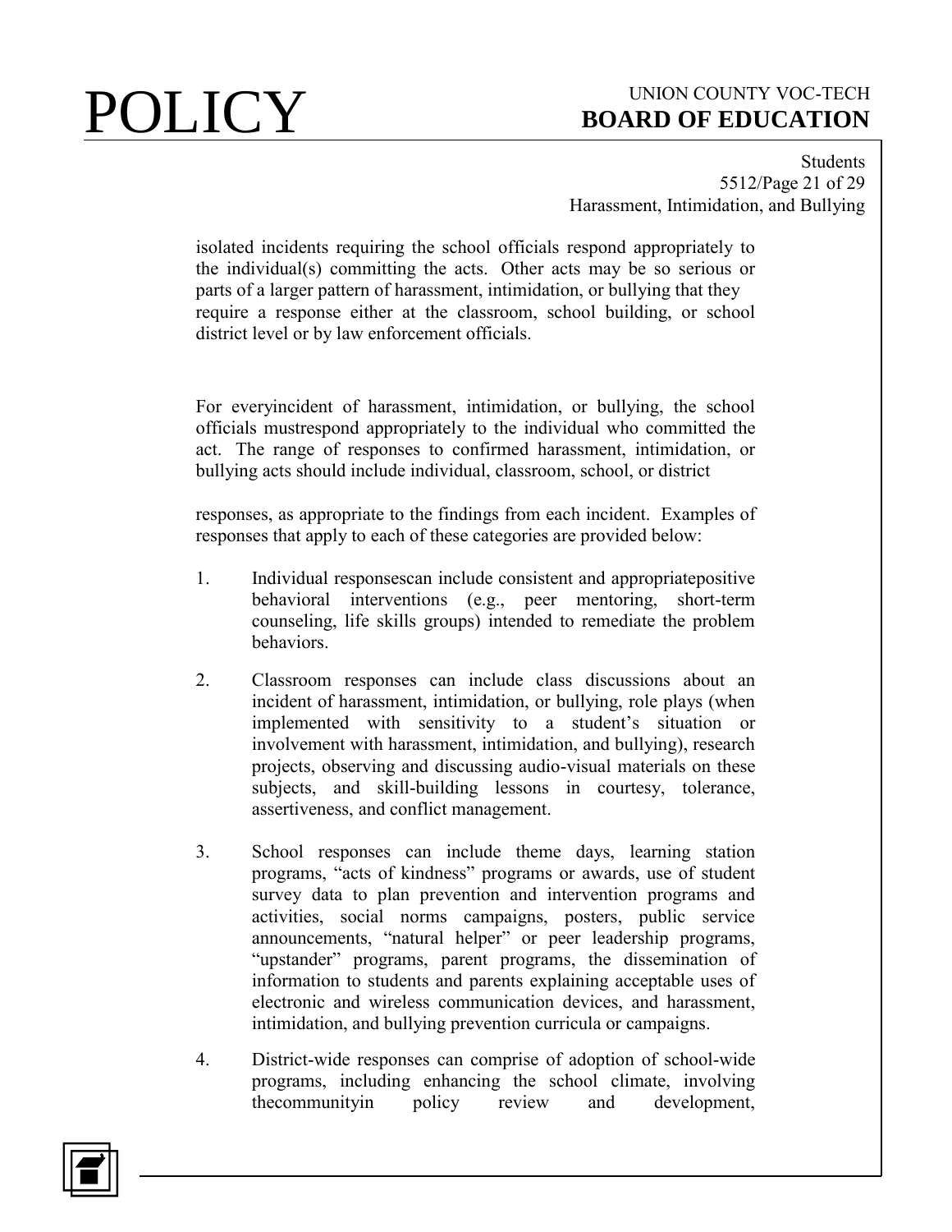isolated incidents requiring the school officials respond appropriately to the individual(s) committing the acts. Other acts may be so serious or parts of a larger pattern of harassment, intimidation, or bullying that they require a response either at the classroom, school building, or school district level or by law enforcement officials.

For everyincident of harassment, intimidation, or bullying, the school officials mustrespond appropriately to the individual who committed the act. The range of responses to confirmed harassment, intimidation, or bullying acts should include individual, classroom, school, or district

responses, as appropriate to the findings from each incident. Examples of responses that apply to each of these categories are provided below:

1. Individual responsescan include consistent and appropriatepositive behavioral interventions (e.g., peer mentoring, short-term counseling, life skills groups) intended to remediate the problem behaviors.

2. Classroom responses can include class discussions about an incident of harassment, intimidation, or bullying, role plays (when implemented with sensitivity to a student's situation or involvement with harassment, intimidation, and bullying), research projects, observing and discussing audio-visual materials on these subjects, and skill-building lessons in courtesy, tolerance, assertiveness, and conflict management.

3. School responses can include theme days, learning station programs, "acts of kindness" programs or awards, use of student survey data to plan prevention and intervention programs and activities, social norms campaigns, posters, public service announcements, "natural helper" or peer leadership programs, "upstander" programs, parent programs, the dissemination of information to students and parents explaining acceptable uses of electronic and wireless communication devices, and harassment, intimidation, and bullying prevention curricula or campaigns.

4. District-wide responses can comprise of adoption of school-wide programs, including enhancing the school climate, involving thecommunityin policy review and development,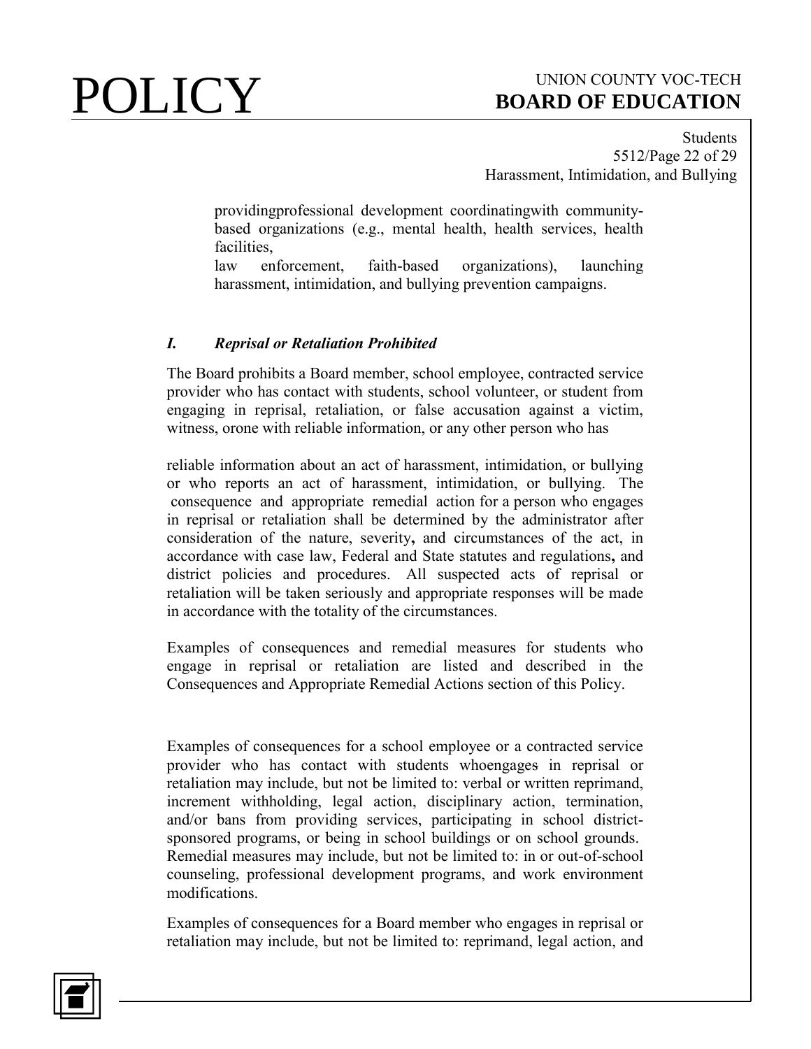providingprofessional development coordinatingwith community-based organizations (e.g., mental health, health services, health facilities,
law enforcement, faith-based organizations), launching harassment, intimidation, and bullying prevention campaigns.

### *I. Reprisal or Retaliation Prohibited*

The Board prohibits a Board member, school employee, contracted service provider who has contact with students, school volunteer, or student from engaging in reprisal, retaliation, or false accusation against a victim, witness, orone with reliable information, or any other person who has

reliable information about an act of harassment, intimidation, or bullying or who reports an act of harassment, intimidation, or bullying. The consequence and appropriate remedial action for a person who engages in reprisal or retaliation shall be determined by the administrator after consideration of the nature, severity**,** and circumstances of the act, in accordance with case law, Federal and State statutes and regulations**,** and district policies and procedures. All suspected acts of reprisal or retaliation will be taken seriously and appropriate responses will be made in accordance with the totality of the circumstances.

Examples of consequences and remedial measures for students who engage in reprisal or retaliation are listed and described in the Consequences and Appropriate Remedial Actions section of this Policy.

Examples of consequences for a school employee or a contracted service provider who has contact with students whoengages in reprisal or retaliation may include, but not be limited to: verbal or written reprimand, increment withholding, legal action, disciplinary action, termination, and/or bans from providing services, participating in school district-sponsored programs, or being in school buildings or on school grounds. Remedial measures may include, but not be limited to: in or out-of-school counseling, professional development programs, and work environment modifications.

Examples of consequences for a Board member who engages in reprisal or retaliation may include, but not be limited to: reprimand, legal action, and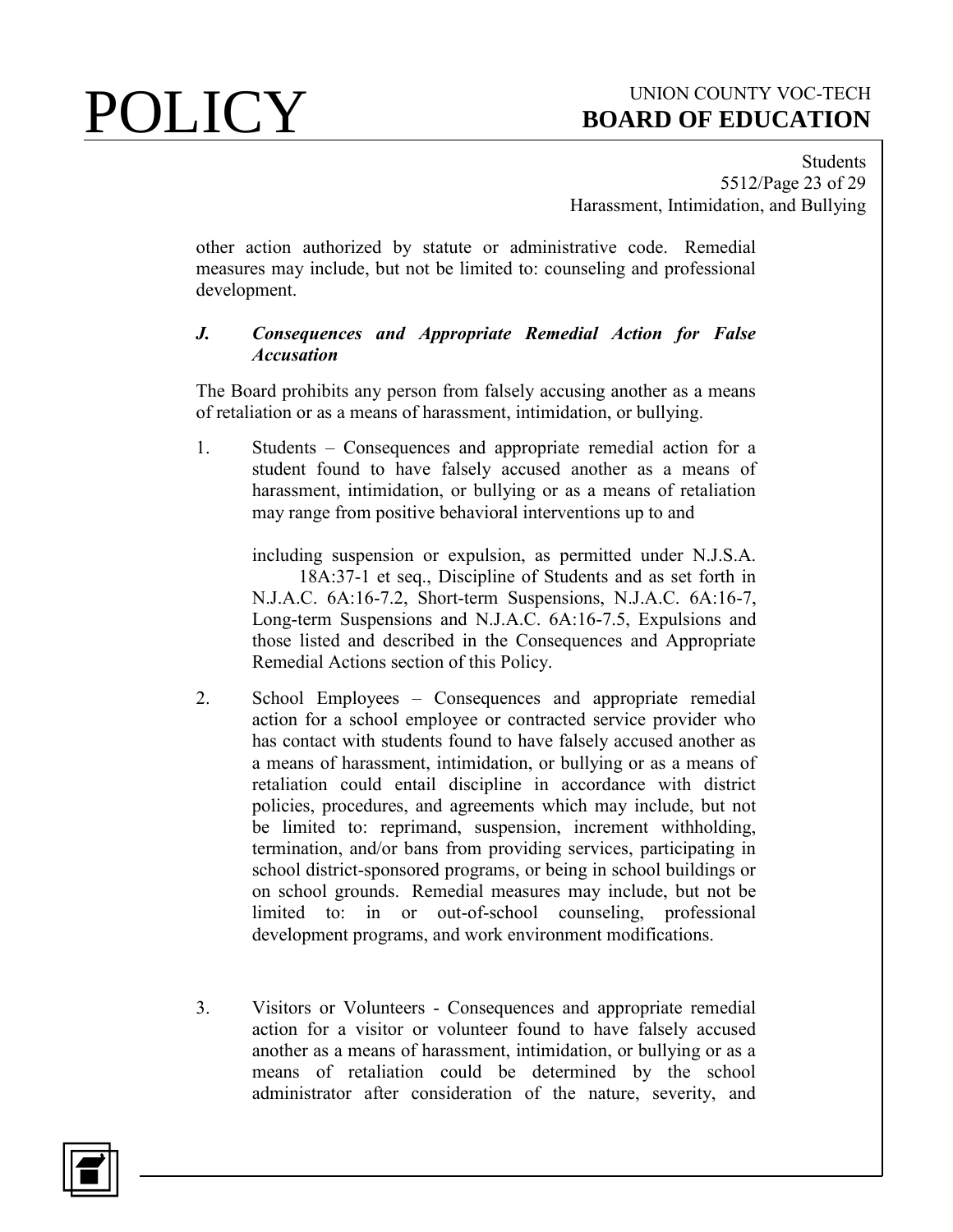other action authorized by statute or administrative code. Remedial measures may include, but not be limited to: counseling and professional development.

***J. Consequences and Appropriate Remedial Action for False Accusation***

The Board prohibits any person from falsely accusing another as a means of retaliation or as a means of harassment, intimidation, or bullying.

1. Students – Consequences and appropriate remedial action for a student found to have falsely accused another as a means of harassment, intimidation, or bullying or as a means of retaliation may range from positive behavioral interventions up to and including suspension or expulsion, as permitted under N.J.S.A. 18A:37-1 et seq., Discipline of Students and as set forth in N.J.A.C. 6A:16-7.2, Short-term Suspensions, N.J.A.C. 6A:16-7, Long-term Suspensions and N.J.A.C. 6A:16-7.5, Expulsions and those listed and described in the Consequences and Appropriate Remedial Actions section of this Policy.

2. School Employees – Consequences and appropriate remedial action for a school employee or contracted service provider who has contact with students found to have falsely accused another as a means of harassment, intimidation, or bullying or as a means of retaliation could entail discipline in accordance with district policies, procedures, and agreements which may include, but not be limited to: reprimand, suspension, increment withholding, termination, and/or bans from providing services, participating in school district-sponsored programs, or being in school buildings or on school grounds. Remedial measures may include, but not be limited to: in or out-of-school counseling, professional development programs, and work environment modifications.

3. Visitors or Volunteers - Consequences and appropriate remedial action for a visitor or volunteer found to have falsely accused another as a means of harassment, intimidation, or bullying or as a means of retaliation could be determined by the school administrator after consideration of the nature, severity, and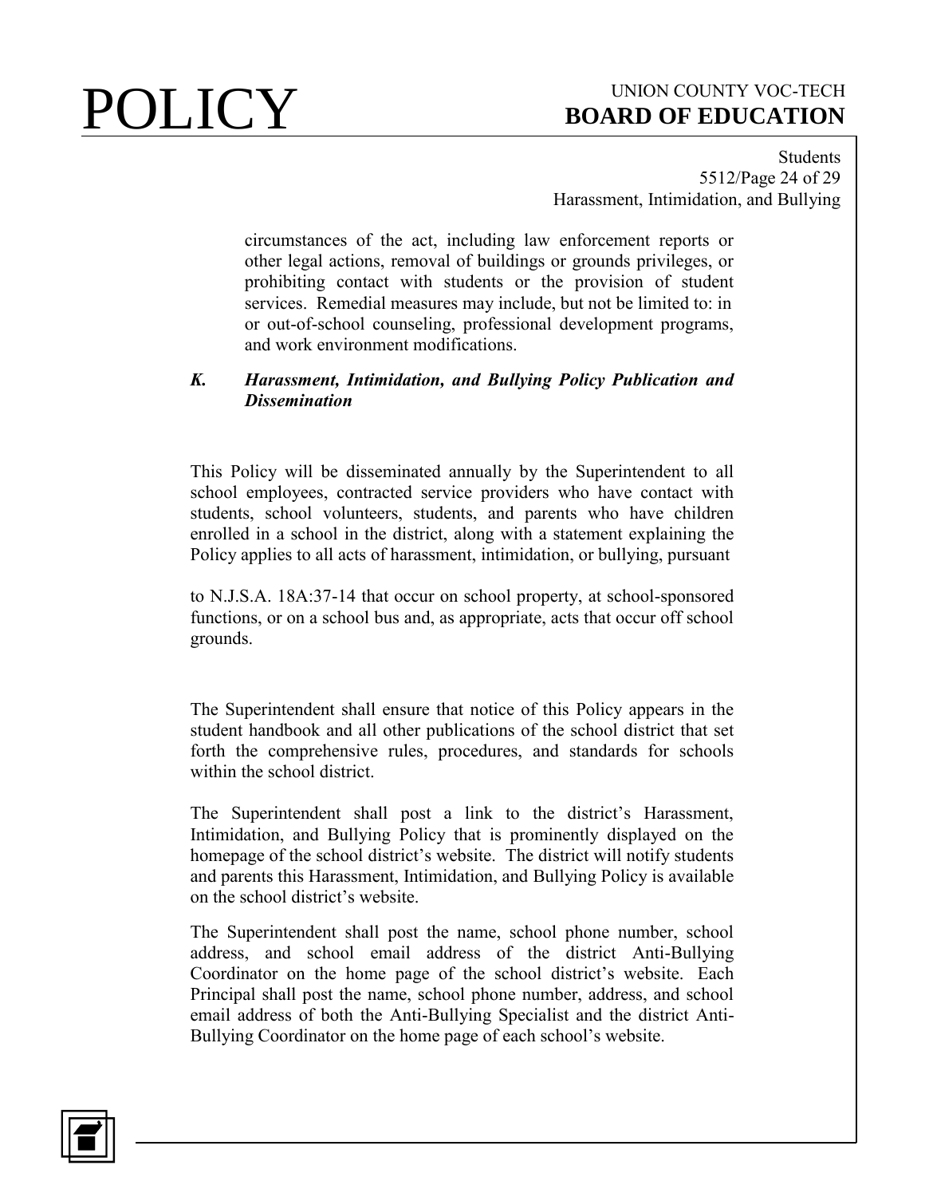circumstances of the act, including law enforcement reports or other legal actions, removal of buildings or grounds privileges, or prohibiting contact with students or the provision of student services. Remedial measures may include, but not be limited to: in or out-of-school counseling, professional development programs, and work environment modifications.

### *K. Harassment, Intimidation, and Bullying Policy Publication and Dissemination*

This Policy will be disseminated annually by the Superintendent to all school employees, contracted service providers who have contact with students, school volunteers, students, and parents who have children enrolled in a school in the district, along with a statement explaining the Policy applies to all acts of harassment, intimidation, or bullying, pursuant to N.J.S.A. 18A:37-14 that occur on school property, at school-sponsored functions, or on a school bus and, as appropriate, acts that occur off school grounds.

The Superintendent shall ensure that notice of this Policy appears in the student handbook and all other publications of the school district that set forth the comprehensive rules, procedures, and standards for schools within the school district.

The Superintendent shall post a link to the district's Harassment, Intimidation, and Bullying Policy that is prominently displayed on the homepage of the school district's website. The district will notify students and parents this Harassment, Intimidation, and Bullying Policy is available on the school district's website.

The Superintendent shall post the name, school phone number, school address, and school email address of the district Anti-Bullying Coordinator on the home page of the school district's website. Each Principal shall post the name, school phone number, address, and school email address of both the Anti-Bullying Specialist and the district Anti-Bullying Coordinator on the home page of each school's website.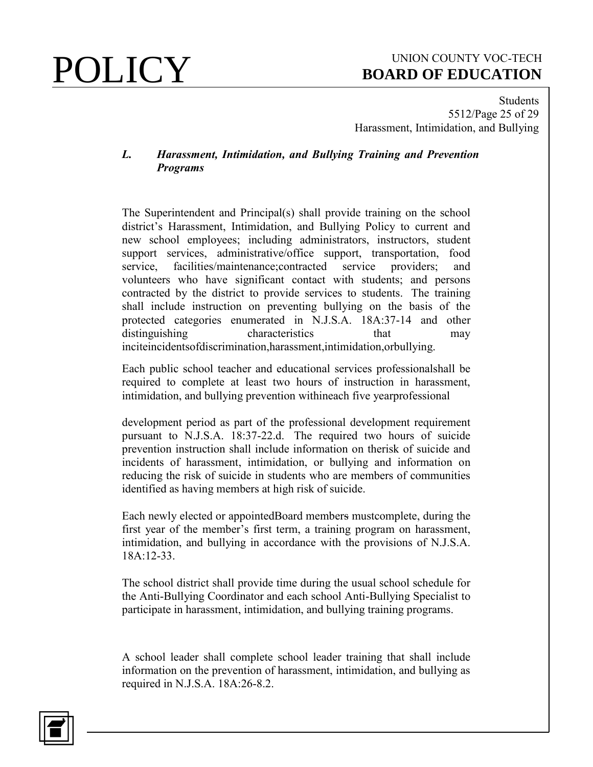### *L. Harassment, Intimidation, and Bullying Training and Prevention Programs*

The Superintendent and Principal(s) shall provide training on the school district's Harassment, Intimidation, and Bullying Policy to current and new school employees; including administrators, instructors, student support services, administrative/office support, transportation, food service, facilities/maintenance;contracted service providers; and volunteers who have significant contact with students; and persons contracted by the district to provide services to students. The training shall include instruction on preventing bullying on the basis of the protected categories enumerated in N.J.S.A. 18A:37-14 and other distinguishing characteristics that may inciteincidentsofdiscrimination,harassment,intimidation,orbullying.

Each public school teacher and educational services professionalshall be required to complete at least two hours of instruction in harassment, intimidation, and bullying prevention withineach five yearprofessional

development period as part of the professional development requirement pursuant to N.J.S.A. 18:37-22.d. The required two hours of suicide prevention instruction shall include information on therisk of suicide and incidents of harassment, intimidation, or bullying and information on reducing the risk of suicide in students who are members of communities identified as having members at high risk of suicide.

Each newly elected or appointedBoard members mustcomplete, during the first year of the member's first term, a training program on harassment, intimidation, and bullying in accordance with the provisions of N.J.S.A. 18A:12-33.

The school district shall provide time during the usual school schedule for the Anti-Bullying Coordinator and each school Anti-Bullying Specialist to participate in harassment, intimidation, and bullying training programs.

A school leader shall complete school leader training that shall include information on the prevention of harassment, intimidation, and bullying as required in N.J.S.A. 18A:26-8.2.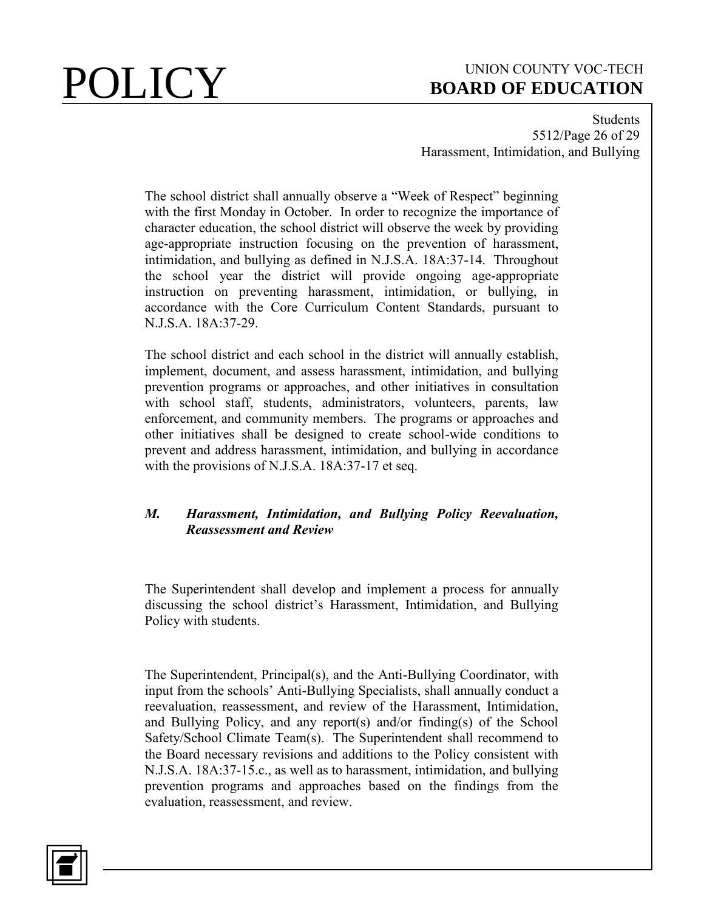The school district shall annually observe a “Week of Respect” beginning with the first Monday in October. In order to recognize the importance of character education, the school district will observe the week by providing age-appropriate instruction focusing on the prevention of harassment, intimidation, and bullying as defined in N.J.S.A. 18A:37-14. Throughout the school year the district will provide ongoing age-appropriate instruction on preventing harassment, intimidation, or bullying, in accordance with the Core Curriculum Content Standards, pursuant to N.J.S.A. 18A:37-29.

The school district and each school in the district will annually establish, implement, document, and assess harassment, intimidation, and bullying prevention programs or approaches, and other initiatives in consultation with school staff, students, administrators, volunteers, parents, law enforcement, and community members. The programs or approaches and other initiatives shall be designed to create school-wide conditions to prevent and address harassment, intimidation, and bullying in accordance with the provisions of N.J.S.A. 18A:37-17 et seq.

### *M. Harassment, Intimidation, and Bullying Policy Reevaluation, Reassessment and Review*

The Superintendent shall develop and implement a process for annually discussing the school district’s Harassment, Intimidation, and Bullying Policy with students.

The Superintendent, Principal(s), and the Anti-Bullying Coordinator, with input from the schools’ Anti-Bullying Specialists, shall annually conduct a reevaluation, reassessment, and review of the Harassment, Intimidation, and Bullying Policy, and any report(s) and/or finding(s) of the School Safety/School Climate Team(s). The Superintendent shall recommend to the Board necessary revisions and additions to the Policy consistent with N.J.S.A. 18A:37-15.c., as well as to harassment, intimidation, and bullying prevention programs and approaches based on the findings from the evaluation, reassessment, and review.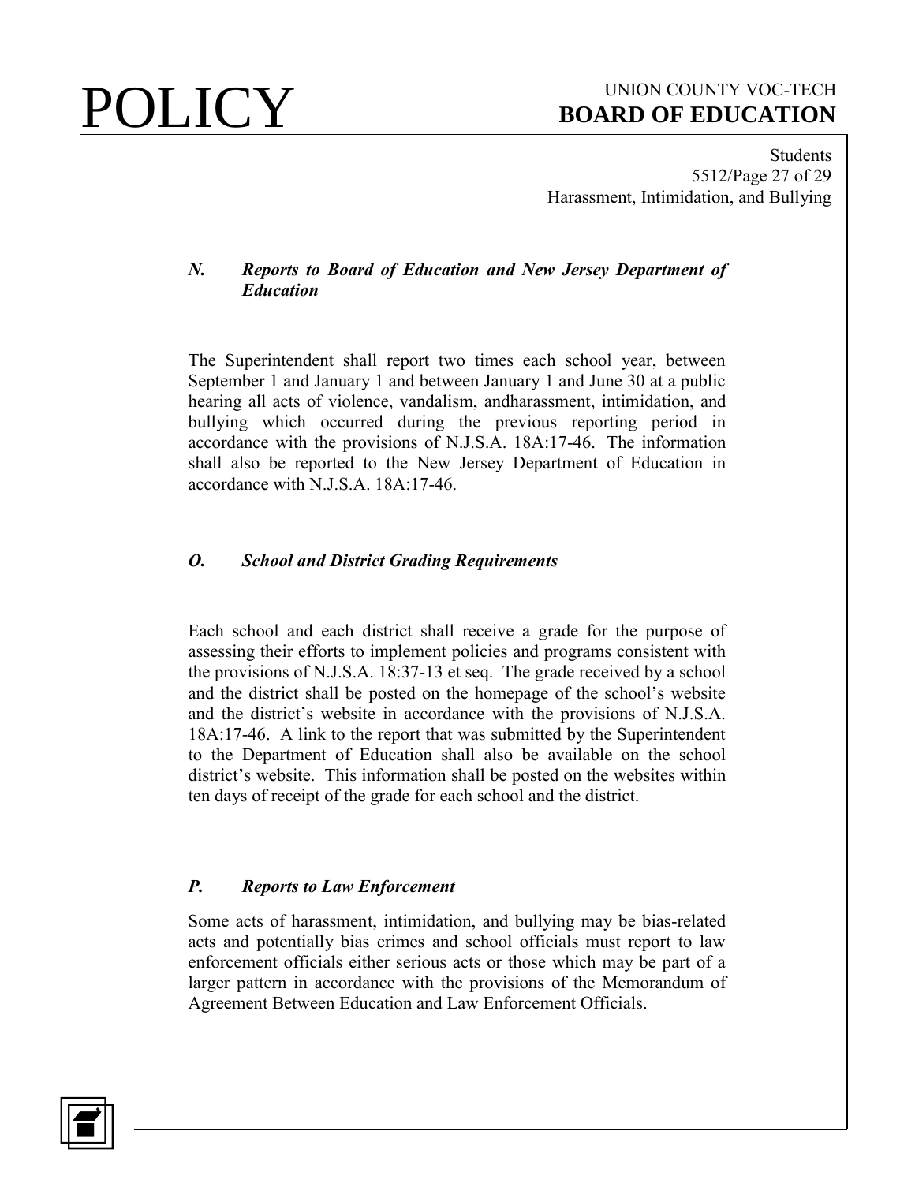### *N. Reports to Board of Education and New Jersey Department of Education*

The Superintendent shall report two times each school year, between September 1 and January 1 and between January 1 and June 30 at a public hearing all acts of violence, vandalism, andharassment, intimidation, and bullying which occurred during the previous reporting period in accordance with the provisions of N.J.S.A. 18A:17-46. The information shall also be reported to the New Jersey Department of Education in accordance with N.J.S.A. 18A:17-46.

### *O. School and District Grading Requirements*

Each school and each district shall receive a grade for the purpose of assessing their efforts to implement policies and programs consistent with the provisions of N.J.S.A. 18:37-13 et seq. The grade received by a school and the district shall be posted on the homepage of the school's website and the district's website in accordance with the provisions of N.J.S.A. 18A:17-46. A link to the report that was submitted by the Superintendent to the Department of Education shall also be available on the school district's website. This information shall be posted on the websites within ten days of receipt of the grade for each school and the district.

### *P. Reports to Law Enforcement*

Some acts of harassment, intimidation, and bullying may be bias-related acts and potentially bias crimes and school officials must report to law enforcement officials either serious acts or those which may be part of a larger pattern in accordance with the provisions of the Memorandum of Agreement Between Education and Law Enforcement Officials.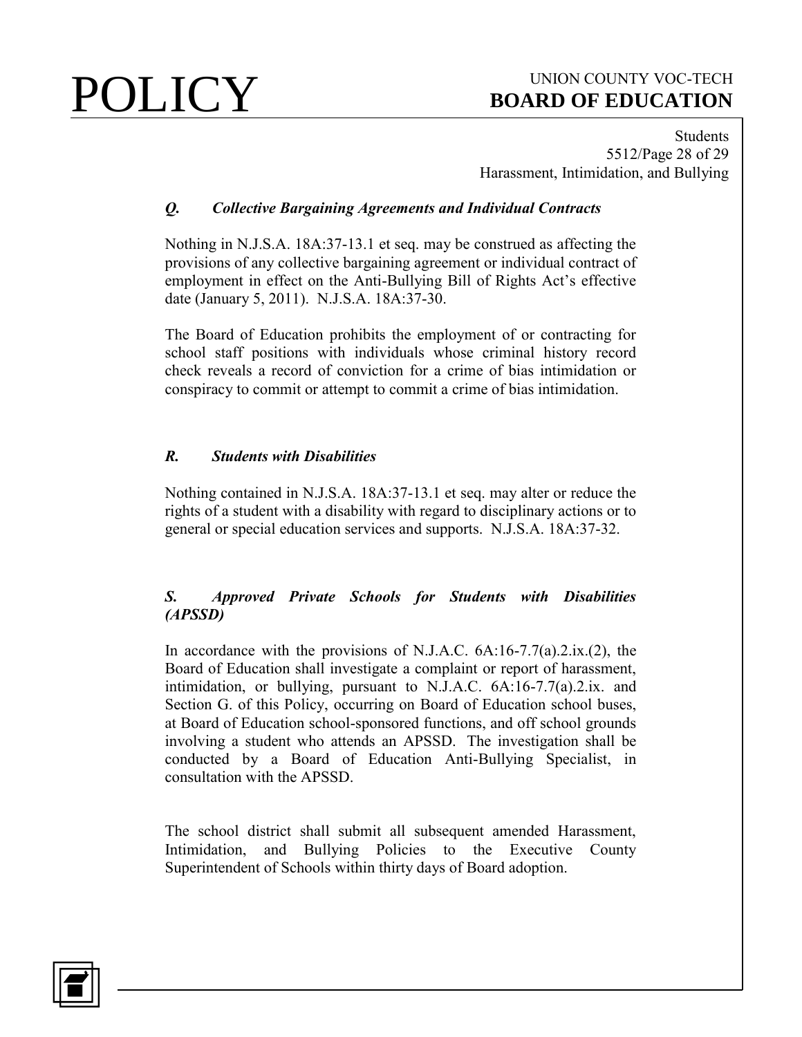### *Q. Collective Bargaining Agreements and Individual Contracts*

Nothing in N.J.S.A. 18A:37-13.1 et seq. may be construed as affecting the provisions of any collective bargaining agreement or individual contract of employment in effect on the Anti-Bullying Bill of Rights Act's effective date (January 5, 2011). N.J.S.A. 18A:37-30.

The Board of Education prohibits the employment of or contracting for school staff positions with individuals whose criminal history record check reveals a record of conviction for a crime of bias intimidation or conspiracy to commit or attempt to commit a crime of bias intimidation.

### *R. Students with Disabilities*

Nothing contained in N.J.S.A. 18A:37-13.1 et seq. may alter or reduce the rights of a student with a disability with regard to disciplinary actions or to general or special education services and supports. N.J.S.A. 18A:37-32.

### *S. Approved Private Schools for Students with Disabilities (APSSD)*

In accordance with the provisions of N.J.A.C. 6A:16-7.7(a).2.ix.(2), the Board of Education shall investigate a complaint or report of harassment, intimidation, or bullying, pursuant to N.J.A.C. 6A:16-7.7(a).2.ix. and Section G. of this Policy, occurring on Board of Education school buses, at Board of Education school-sponsored functions, and off school grounds involving a student who attends an APSSD. The investigation shall be conducted by a Board of Education Anti-Bullying Specialist, in consultation with the APSSD.

The school district shall submit all subsequent amended Harassment, Intimidation, and Bullying Policies to the Executive County Superintendent of Schools within thirty days of Board adoption.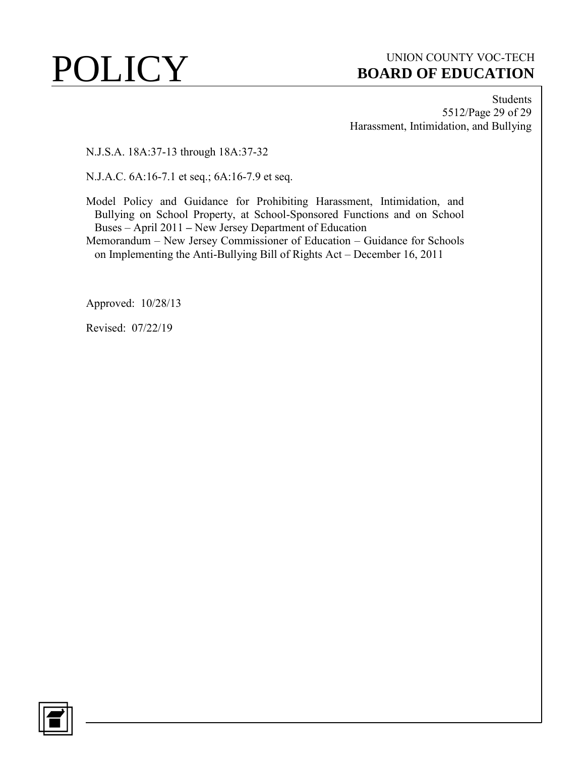N.J.S.A. 18A:37-13 through 18A:37-32

N.J.A.C. 6A:16-7.1 et seq.; 6A:16-7.9 et seq.

Model Policy and Guidance for Prohibiting Harassment, Intimidation, and Bullying on School Property, at School-Sponsored Functions and on School Buses – April 2011 – New Jersey Department of Education

Memorandum – New Jersey Commissioner of Education – Guidance for Schools on Implementing the Anti-Bullying Bill of Rights Act – December 16, 2011

Approved: 10/28/13

Revised: 07/22/19